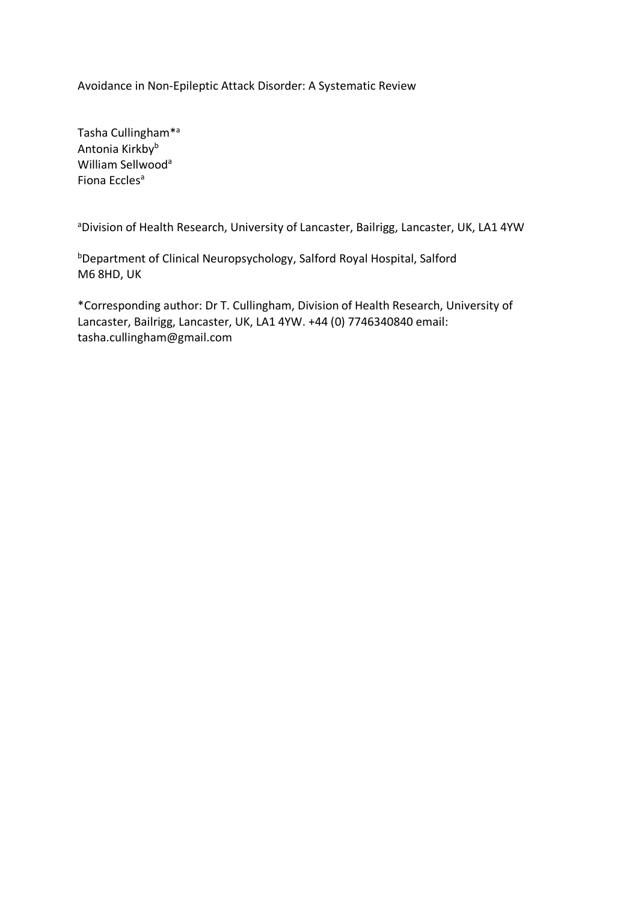# Avoidance in Non-Epileptic Attack Disorder: A Systematic Review

Tasha Cullingham*[a]
Antonia Kirkby[b]
William Sellwood[a]
Fiona Eccles[a]

[a]Division of Health Research, University of Lancaster, Bailrigg, Lancaster, UK, LA1 4YW

[b]Department of Clinical Neuropsychology, Salford Royal Hospital, Salford M6 8HD, UK

*Corresponding author: Dr T. Cullingham, Division of Health Research, University of Lancaster, Bailrigg, Lancaster, UK, LA1 4YW. +44 (0) 7746340840 email: tasha.cullingham@gmail.com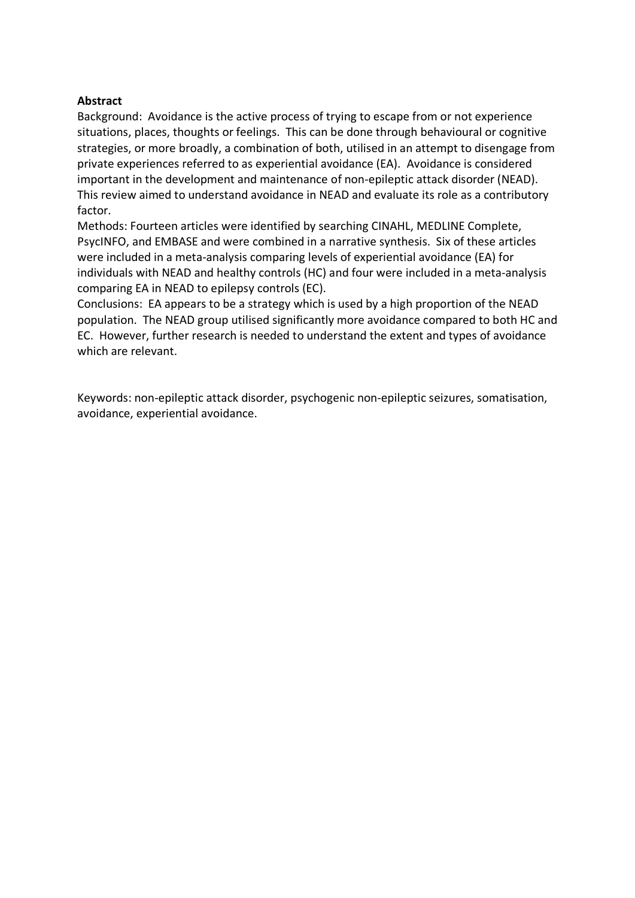**Abstract**

Background: Avoidance is the active process of trying to escape from or not experience situations, places, thoughts or feelings. This can be done through behavioural or cognitive strategies, or more broadly, a combination of both, utilised in an attempt to disengage from private experiences referred to as experiential avoidance (EA). Avoidance is considered important in the development and maintenance of non-epileptic attack disorder (NEAD). This review aimed to understand avoidance in NEAD and evaluate its role as a contributory factor.

Methods: Fourteen articles were identified by searching CINAHL, MEDLINE Complete, PsycINFO, and EMBASE and were combined in a narrative synthesis. Six of these articles were included in a meta-analysis comparing levels of experiential avoidance (EA) for individuals with NEAD and healthy controls (HC) and four were included in a meta-analysis comparing EA in NEAD to epilepsy controls (EC).

Conclusions: EA appears to be a strategy which is used by a high proportion of the NEAD population. The NEAD group utilised significantly more avoidance compared to both HC and EC. However, further research is needed to understand the extent and types of avoidance which are relevant.

Keywords: non-epileptic attack disorder, psychogenic non-epileptic seizures, somatisation, avoidance, experiential avoidance.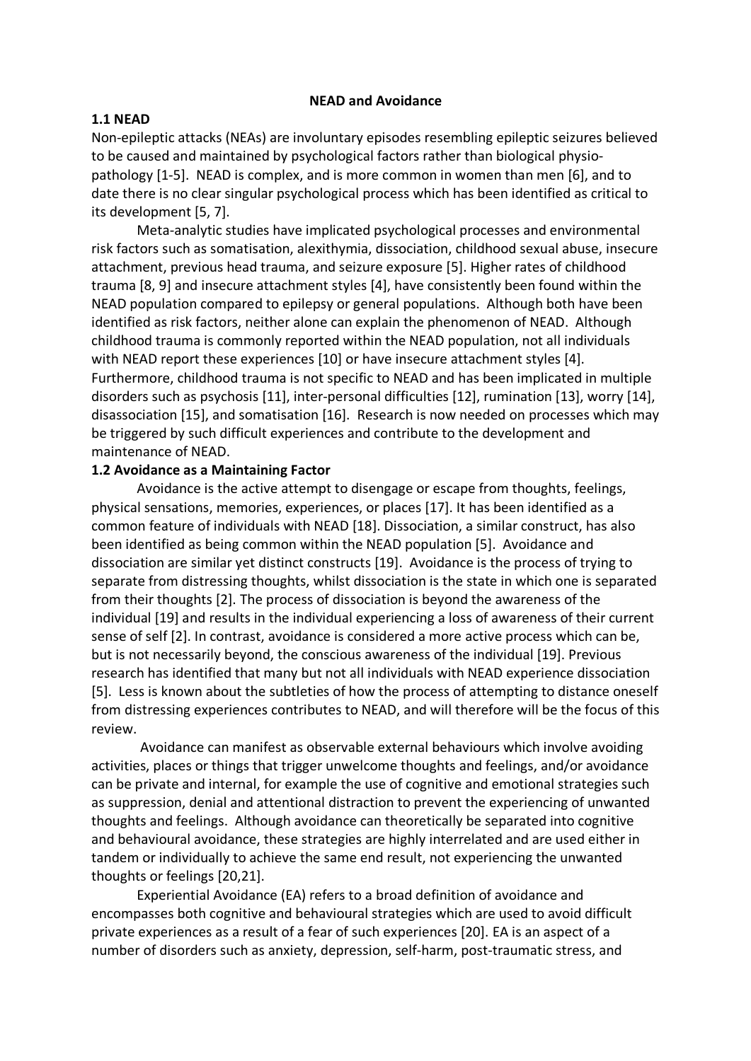**NEAD and Avoidance**

**1.1 NEAD**

Non-epileptic attacks (NEAs) are involuntary episodes resembling epileptic seizures believed to be caused and maintained by psychological factors rather than biological physio-pathology [1-5]. NEAD is complex, and is more common in women than men [6], and to date there is no clear singular psychological process which has been identified as critical to its development [5, 7].

Meta-analytic studies have implicated psychological processes and environmental risk factors such as somatisation, alexithymia, dissociation, childhood sexual abuse, insecure attachment, previous head trauma, and seizure exposure [5]. Higher rates of childhood trauma [8, 9] and insecure attachment styles [4], have consistently been found within the NEAD population compared to epilepsy or general populations. Although both have been identified as risk factors, neither alone can explain the phenomenon of NEAD. Although childhood trauma is commonly reported within the NEAD population, not all individuals with NEAD report these experiences [10] or have insecure attachment styles [4]. Furthermore, childhood trauma is not specific to NEAD and has been implicated in multiple disorders such as psychosis [11], inter-personal difficulties [12], rumination [13], worry [14], disassociation [15], and somatisation [16]. Research is now needed on processes which may be triggered by such difficult experiences and contribute to the development and maintenance of NEAD.

**1.2 Avoidance as a Maintaining Factor**

Avoidance is the active attempt to disengage or escape from thoughts, feelings, physical sensations, memories, experiences, or places [17]. It has been identified as a common feature of individuals with NEAD [18]. Dissociation, a similar construct, has also been identified as being common within the NEAD population [5]. Avoidance and dissociation are similar yet distinct constructs [19]. Avoidance is the process of trying to separate from distressing thoughts, whilst dissociation is the state in which one is separated from their thoughts [2]. The process of dissociation is beyond the awareness of the individual [19] and results in the individual experiencing a loss of awareness of their current sense of self [2]. In contrast, avoidance is considered a more active process which can be, but is not necessarily beyond, the conscious awareness of the individual [19]. Previous research has identified that many but not all individuals with NEAD experience dissociation [5]. Less is known about the subtleties of how the process of attempting to distance oneself from distressing experiences contributes to NEAD, and will therefore will be the focus of this review.

Avoidance can manifest as observable external behaviours which involve avoiding activities, places or things that trigger unwelcome thoughts and feelings, and/or avoidance can be private and internal, for example the use of cognitive and emotional strategies such as suppression, denial and attentional distraction to prevent the experiencing of unwanted thoughts and feelings. Although avoidance can theoretically be separated into cognitive and behavioural avoidance, these strategies are highly interrelated and are used either in tandem or individually to achieve the same end result, not experiencing the unwanted thoughts or feelings [20,21].

Experiential Avoidance (EA) refers to a broad definition of avoidance and encompasses both cognitive and behavioural strategies which are used to avoid difficult private experiences as a result of a fear of such experiences [20]. EA is an aspect of a number of disorders such as anxiety, depression, self-harm, post-traumatic stress, and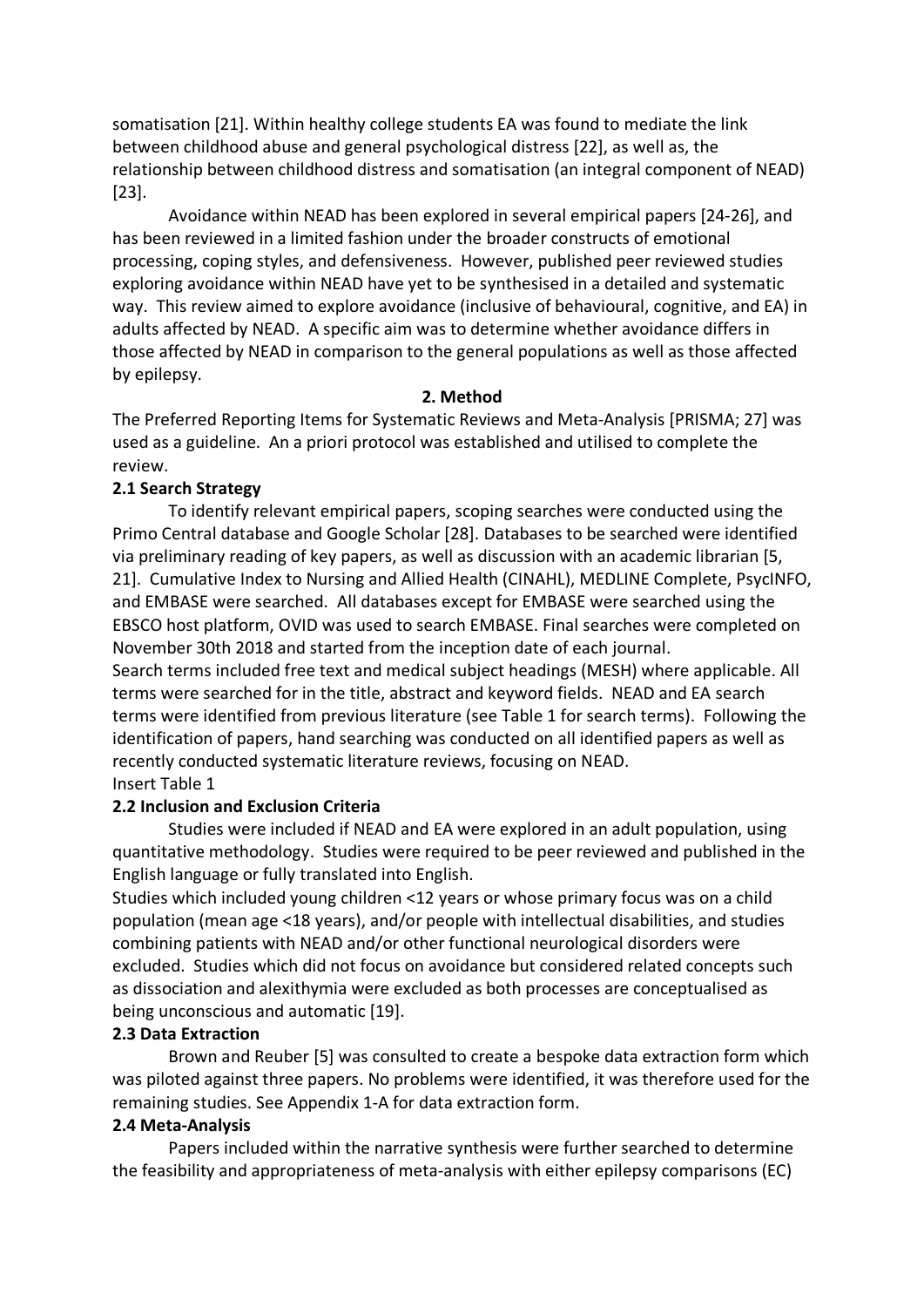somatisation [21]. Within healthy college students EA was found to mediate the link between childhood abuse and general psychological distress [22], as well as, the relationship between childhood distress and somatisation (an integral component of NEAD) [23].

Avoidance within NEAD has been explored in several empirical papers [24-26], and has been reviewed in a limited fashion under the broader constructs of emotional processing, coping styles, and defensiveness. However, published peer reviewed studies exploring avoidance within NEAD have yet to be synthesised in a detailed and systematic way. This review aimed to explore avoidance (inclusive of behavioural, cognitive, and EA) in adults affected by NEAD. A specific aim was to determine whether avoidance differs in those affected by NEAD in comparison to the general populations as well as those affected by epilepsy.

## 2. Method

The Preferred Reporting Items for Systematic Reviews and Meta-Analysis [PRISMA; 27] was used as a guideline. An a priori protocol was established and utilised to complete the review.

### 2.1 Search Strategy

To identify relevant empirical papers, scoping searches were conducted using the Primo Central database and Google Scholar [28]. Databases to be searched were identified via preliminary reading of key papers, as well as discussion with an academic librarian [5, 21]. Cumulative Index to Nursing and Allied Health (CINAHL), MEDLINE Complete, PsycINFO, and EMBASE were searched. All databases except for EMBASE were searched using the EBSCO host platform, OVID was used to search EMBASE. Final searches were completed on November 30th 2018 and started from the inception date of each journal.

Search terms included free text and medical subject headings (MESH) where applicable. All terms were searched for in the title, abstract and keyword fields. NEAD and EA search terms were identified from previous literature (see Table 1 for search terms). Following the identification of papers, hand searching was conducted on all identified papers as well as recently conducted systematic literature reviews, focusing on NEAD.

Insert Table 1

### 2.2 Inclusion and Exclusion Criteria

Studies were included if NEAD and EA were explored in an adult population, using quantitative methodology. Studies were required to be peer reviewed and published in the English language or fully translated into English.

Studies which included young children <12 years or whose primary focus was on a child population (mean age <18 years), and/or people with intellectual disabilities, and studies combining patients with NEAD and/or other functional neurological disorders were excluded. Studies which did not focus on avoidance but considered related concepts such as dissociation and alexithymia were excluded as both processes are conceptualised as being unconscious and automatic [19].

### 2.3 Data Extraction

Brown and Reuber [5] was consulted to create a bespoke data extraction form which was piloted against three papers. No problems were identified, it was therefore used for the remaining studies. See Appendix 1-A for data extraction form.

### 2.4 Meta-Analysis

Papers included within the narrative synthesis were further searched to determine the feasibility and appropriateness of meta-analysis with either epilepsy comparisons (EC)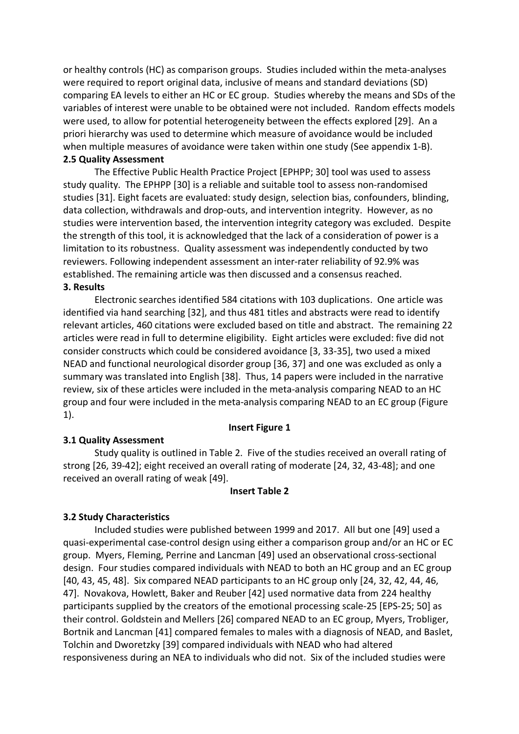or healthy controls (HC) as comparison groups. Studies included within the meta-analyses were required to report original data, inclusive of means and standard deviations (SD) comparing EA levels to either an HC or EC group. Studies whereby the means and SDs of the variables of interest were unable to be obtained were not included. Random effects models were used, to allow for potential heterogeneity between the effects explored [29]. An a priori hierarchy was used to determine which measure of avoidance would be included when multiple measures of avoidance were taken within one study (See appendix 1-B).

### 2.5 Quality Assessment

The Effective Public Health Practice Project [EPHPP; 30] tool was used to assess study quality. The EPHPP [30] is a reliable and suitable tool to assess non-randomised studies [31]. Eight facets are evaluated: study design, selection bias, confounders, blinding, data collection, withdrawals and drop-outs, and intervention integrity. However, as no studies were intervention based, the intervention integrity category was excluded. Despite the strength of this tool, it is acknowledged that the lack of a consideration of power is a limitation to its robustness. Quality assessment was independently conducted by two reviewers. Following independent assessment an inter-rater reliability of 92.9% was established. The remaining article was then discussed and a consensus reached.

## 3. Results

Electronic searches identified 584 citations with 103 duplications. One article was identified via hand searching [32], and thus 481 titles and abstracts were read to identify relevant articles, 460 citations were excluded based on title and abstract. The remaining 22 articles were read in full to determine eligibility. Eight articles were excluded: five did not consider constructs which could be considered avoidance [3, 33-35], two used a mixed NEAD and functional neurological disorder group [36, 37] and one was excluded as only a summary was translated into English [38]. Thus, 14 papers were included in the narrative review, six of these articles were included in the meta-analysis comparing NEAD to an HC group and four were included in the meta-analysis comparing NEAD to an EC group (Figure 1).

**Insert Figure 1**

### 3.1 Quality Assessment

Study quality is outlined in Table 2. Five of the studies received an overall rating of strong [26, 39-42]; eight received an overall rating of moderate [24, 32, 43-48]; and one received an overall rating of weak [49].

**Insert Table 2**

### 3.2 Study Characteristics

Included studies were published between 1999 and 2017. All but one [49] used a quasi-experimental case-control design using either a comparison group and/or an HC or EC group. Myers, Fleming, Perrine and Lancman [49] used an observational cross-sectional design. Four studies compared individuals with NEAD to both an HC group and an EC group [40, 43, 45, 48]. Six compared NEAD participants to an HC group only [24, 32, 42, 44, 46, 47]. Novakova, Howlett, Baker and Reuber [42] used normative data from 224 healthy participants supplied by the creators of the emotional processing scale-25 [EPS-25; 50] as their control. Goldstein and Mellers [26] compared NEAD to an EC group, Myers, Trobliger, Bortnik and Lancman [41] compared females to males with a diagnosis of NEAD, and Baslet, Tolchin and Dworetzky [39] compared individuals with NEAD who had altered responsiveness during an NEA to individuals who did not. Six of the included studies were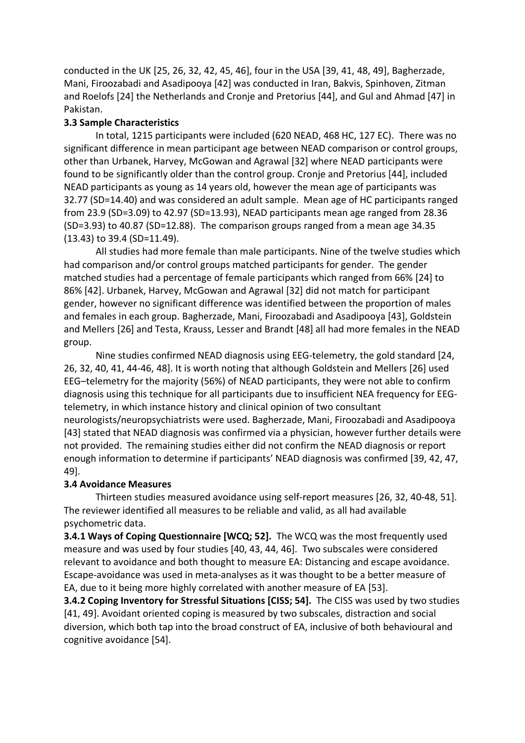conducted in the UK [25, 26, 32, 42, 45, 46], four in the USA [39, 41, 48, 49], Bagherzade, Mani, Firoozabadi and Asadipooya [42] was conducted in Iran, Bakvis, Spinhoven, Zitman and Roelofs [24] the Netherlands and Cronje and Pretorius [44], and Gul and Ahmad [47] in Pakistan.

### 3.3 Sample Characteristics

In total, 1215 participants were included (620 NEAD, 468 HC, 127 EC). There was no significant difference in mean participant age between NEAD comparison or control groups, other than Urbanek, Harvey, McGowan and Agrawal [32] where NEAD participants were found to be significantly older than the control group. Cronje and Pretorius [44], included NEAD participants as young as 14 years old, however the mean age of participants was 32.77 (SD=14.40) and was considered an adult sample. Mean age of HC participants ranged from 23.9 (SD=3.09) to 42.97 (SD=13.93), NEAD participants mean age ranged from 28.36 (SD=3.93) to 40.87 (SD=12.88). The comparison groups ranged from a mean age 34.35 (13.43) to 39.4 (SD=11.49).

All studies had more female than male participants. Nine of the twelve studies which had comparison and/or control groups matched participants for gender. The gender matched studies had a percentage of female participants which ranged from 66% [24] to 86% [42]. Urbanek, Harvey, McGowan and Agrawal [32] did not match for participant gender, however no significant difference was identified between the proportion of males and females in each group. Bagherzade, Mani, Firoozabadi and Asadipooya [43], Goldstein and Mellers [26] and Testa, Krauss, Lesser and Brandt [48] all had more females in the NEAD group.

Nine studies confirmed NEAD diagnosis using EEG-telemetry, the gold standard [24, 26, 32, 40, 41, 44-46, 48]. It is worth noting that although Goldstein and Mellers [26] used EEG–telemetry for the majority (56%) of NEAD participants, they were not able to confirm diagnosis using this technique for all participants due to insufficient NEA frequency for EEG-telemetry, in which instance history and clinical opinion of two consultant neurologists/neuropsychiatrists were used. Bagherzade, Mani, Firoozabadi and Asadipooya [43] stated that NEAD diagnosis was confirmed via a physician, however further details were not provided. The remaining studies either did not confirm the NEAD diagnosis or report enough information to determine if participants' NEAD diagnosis was confirmed [39, 42, 47, 49].

### 3.4 Avoidance Measures

Thirteen studies measured avoidance using self-report measures [26, 32, 40-48, 51]. The reviewer identified all measures to be reliable and valid, as all had available psychometric data.

**3.4.1 Ways of Coping Questionnaire [WCQ; 52].** The WCQ was the most frequently used measure and was used by four studies [40, 43, 44, 46]. Two subscales were considered relevant to avoidance and both thought to measure EA: Distancing and escape avoidance. Escape-avoidance was used in meta-analyses as it was thought to be a better measure of EA, due to it being more highly correlated with another measure of EA [53].

**3.4.2 Coping Inventory for Stressful Situations [CISS; 54].** The CISS was used by two studies [41, 49]. Avoidant oriented coping is measured by two subscales, distraction and social diversion, which both tap into the broad construct of EA, inclusive of both behavioural and cognitive avoidance [54].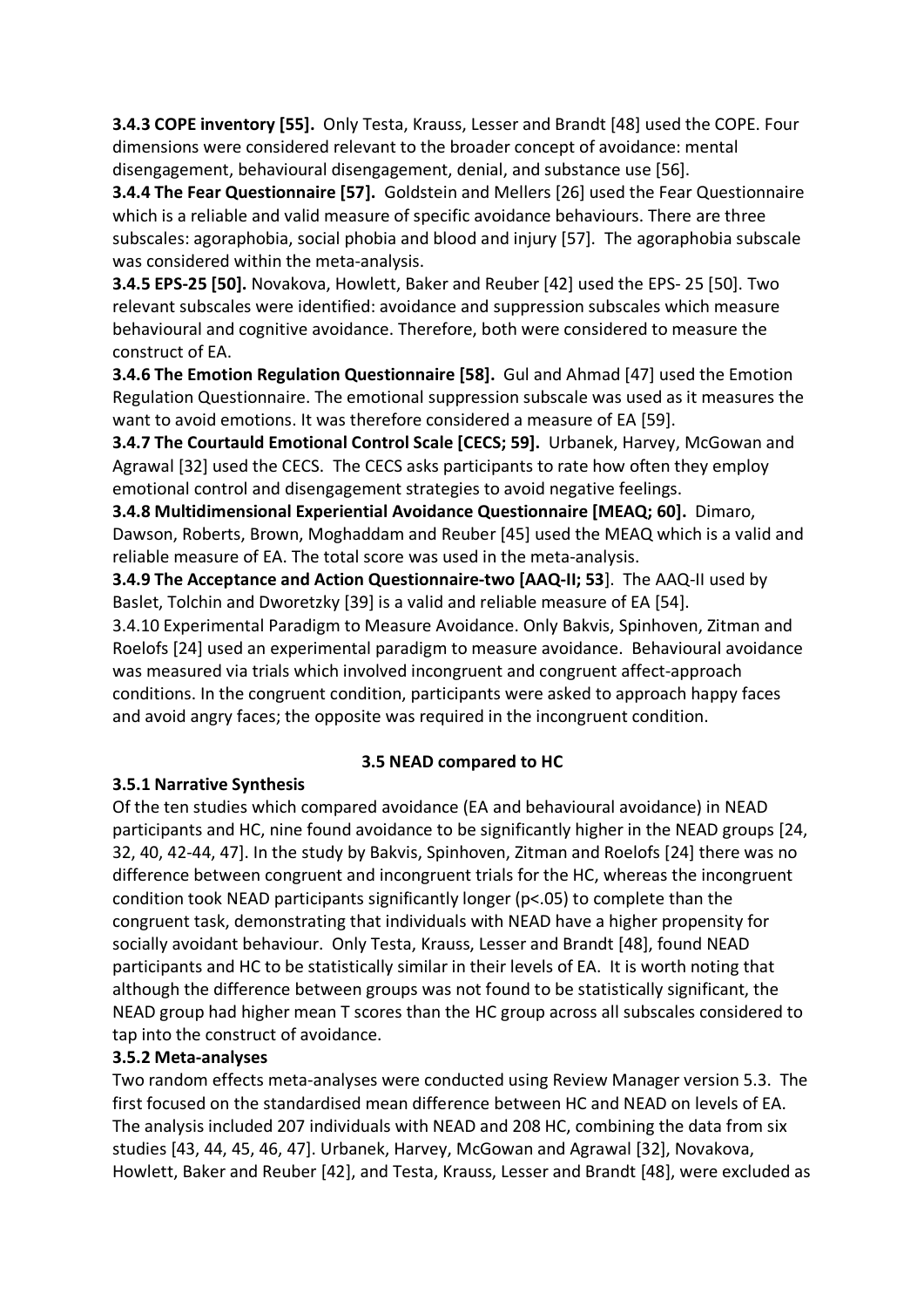**3.4.3 COPE inventory [55].** Only Testa, Krauss, Lesser and Brandt [48] used the COPE. Four dimensions were considered relevant to the broader concept of avoidance: mental disengagement, behavioural disengagement, denial, and substance use [56].

**3.4.4 The Fear Questionnaire [57].** Goldstein and Mellers [26] used the Fear Questionnaire which is a reliable and valid measure of specific avoidance behaviours. There are three subscales: agoraphobia, social phobia and blood and injury [57]. The agoraphobia subscale was considered within the meta-analysis.

**3.4.5 EPS-25 [50].** Novakova, Howlett, Baker and Reuber [42] used the EPS- 25 [50]. Two relevant subscales were identified: avoidance and suppression subscales which measure behavioural and cognitive avoidance. Therefore, both were considered to measure the construct of EA.

**3.4.6 The Emotion Regulation Questionnaire [58].** Gul and Ahmad [47] used the Emotion Regulation Questionnaire. The emotional suppression subscale was used as it measures the want to avoid emotions. It was therefore considered a measure of EA [59].

**3.4.7 The Courtauld Emotional Control Scale [CECS; 59].** Urbanek, Harvey, McGowan and Agrawal [32] used the CECS. The CECS asks participants to rate how often they employ emotional control and disengagement strategies to avoid negative feelings.

**3.4.8 Multidimensional Experiential Avoidance Questionnaire [MEAQ; 60].** Dimaro, Dawson, Roberts, Brown, Moghaddam and Reuber [45] used the MEAQ which is a valid and reliable measure of EA. The total score was used in the meta-analysis.

**3.4.9 The Acceptance and Action Questionnaire-two [AAQ-II; 53].** The AAQ-II used by Baslet, Tolchin and Dworetzky [39] is a valid and reliable measure of EA [54].

3.4.10 Experimental Paradigm to Measure Avoidance. Only Bakvis, Spinhoven, Zitman and Roelofs [24] used an experimental paradigm to measure avoidance. Behavioural avoidance was measured via trials which involved incongruent and congruent affect-approach conditions. In the congruent condition, participants were asked to approach happy faces and avoid angry faces; the opposite was required in the incongruent condition.

## 3.5 NEAD compared to HC

### 3.5.1 Narrative Synthesis

Of the ten studies which compared avoidance (EA and behavioural avoidance) in NEAD participants and HC, nine found avoidance to be significantly higher in the NEAD groups [24, 32, 40, 42-44, 47]. In the study by Bakvis, Spinhoven, Zitman and Roelofs [24] there was no difference between congruent and incongruent trials for the HC, whereas the incongruent condition took NEAD participants significantly longer ($p<.05$) to complete than the congruent task, demonstrating that individuals with NEAD have a higher propensity for socially avoidant behaviour. Only Testa, Krauss, Lesser and Brandt [48], found NEAD participants and HC to be statistically similar in their levels of EA. It is worth noting that although the difference between groups was not found to be statistically significant, the NEAD group had higher mean T scores than the HC group across all subscales considered to tap into the construct of avoidance.

### 3.5.2 Meta-analyses

Two random effects meta-analyses were conducted using Review Manager version 5.3. The first focused on the standardised mean difference between HC and NEAD on levels of EA. The analysis included 207 individuals with NEAD and 208 HC, combining the data from six studies [43, 44, 45, 46, 47]. Urbanek, Harvey, McGowan and Agrawal [32], Novakova, Howlett, Baker and Reuber [42], and Testa, Krauss, Lesser and Brandt [48], were excluded as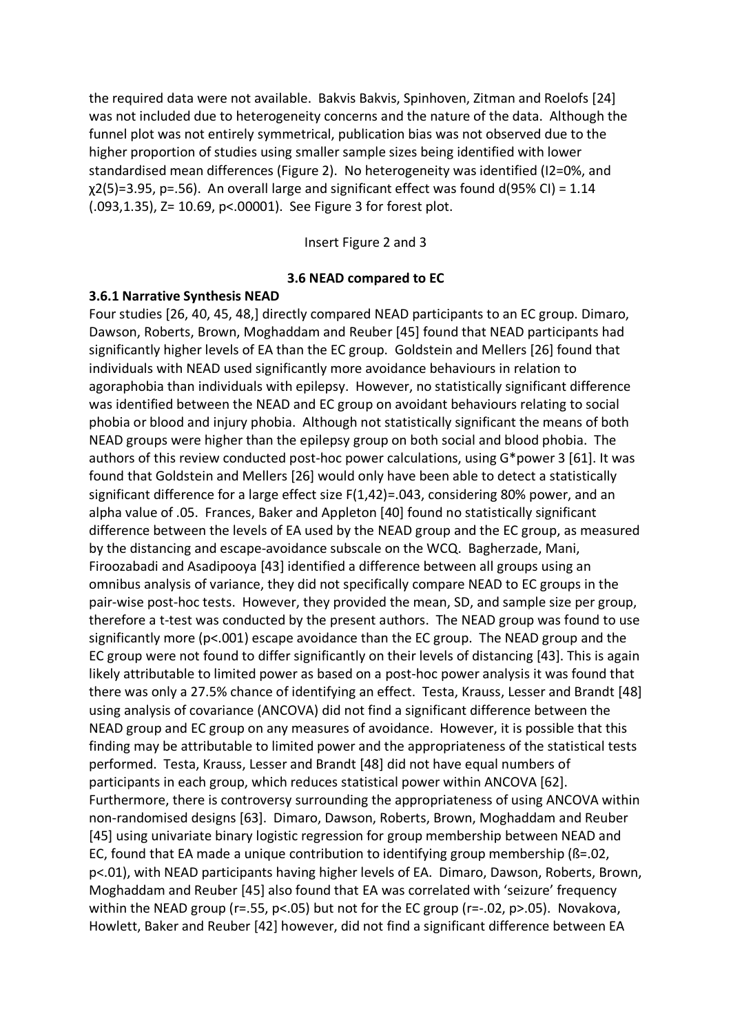the required data were not available. Bakvis Bakvis, Spinhoven, Zitman and Roelofs [24] was not included due to heterogeneity concerns and the nature of the data. Although the funnel plot was not entirely symmetrical, publication bias was not observed due to the higher proportion of studies using smaller sample sizes being identified with lower standardised mean differences (Figure 2). No heterogeneity was identified ($I2=0\%$, and $\chi2(5)=3.95$, $p=.56$). An overall large and significant effect was found d(95% CI) = 1.14 (.093,1.35), Z= 10.69, $p<.00001$). See Figure 3 for forest plot.

Insert Figure 2 and 3

### 3.6 NEAD compared to EC

#### 3.6.1 Narrative Synthesis NEAD

Four studies [26, 40, 45, 48,] directly compared NEAD participants to an EC group. Dimaro, Dawson, Roberts, Brown, Moghaddam and Reuber [45] found that NEAD participants had significantly higher levels of EA than the EC group. Goldstein and Mellers [26] found that individuals with NEAD used significantly more avoidance behaviours in relation to agoraphobia than individuals with epilepsy. However, no statistically significant difference was identified between the NEAD and EC group on avoidant behaviours relating to social phobia or blood and injury phobia. Although not statistically significant the means of both NEAD groups were higher than the epilepsy group on both social and blood phobia. The authors of this review conducted post-hoc power calculations, using G*power 3 [61]. It was found that Goldstein and Mellers [26] would only have been able to detect a statistically significant difference for a large effect size $F(1,42)=.043$, considering 80% power, and an alpha value of .05. Frances, Baker and Appleton [40] found no statistically significant difference between the levels of EA used by the NEAD group and the EC group, as measured by the distancing and escape-avoidance subscale on the WCQ. Bagherzade, Mani, Firoozabadi and Asadipooya [43] identified a difference between all groups using an omnibus analysis of variance, they did not specifically compare NEAD to EC groups in the pair-wise post-hoc tests. However, they provided the mean, SD, and sample size per group, therefore a t-test was conducted by the present authors. The NEAD group was found to use significantly more ($p<.001$) escape avoidance than the EC group. The NEAD group and the EC group were not found to differ significantly on their levels of distancing [43]. This is again likely attributable to limited power as based on a post-hoc power analysis it was found that there was only a 27.5% chance of identifying an effect. Testa, Krauss, Lesser and Brandt [48] using analysis of covariance (ANCOVA) did not find a significant difference between the NEAD group and EC group on any measures of avoidance. However, it is possible that this finding may be attributable to limited power and the appropriateness of the statistical tests performed. Testa, Krauss, Lesser and Brandt [48] did not have equal numbers of participants in each group, which reduces statistical power within ANCOVA [62]. Furthermore, there is controversy surrounding the appropriateness of using ANCOVA within non-randomised designs [63]. Dimaro, Dawson, Roberts, Brown, Moghaddam and Reuber [45] using univariate binary logistic regression for group membership between NEAD and EC, found that EA made a unique contribution to identifying group membership ($\beta=.02$, $p<.01$), with NEAD participants having higher levels of EA. Dimaro, Dawson, Roberts, Brown, Moghaddam and Reuber [45] also found that EA was correlated with 'seizure' frequency within the NEAD group ($r=.55$, $p<.05$) but not for the EC group ($r=-.02$, $p>.05$). Novakova, Howlett, Baker and Reuber [42] however, did not find a significant difference between EA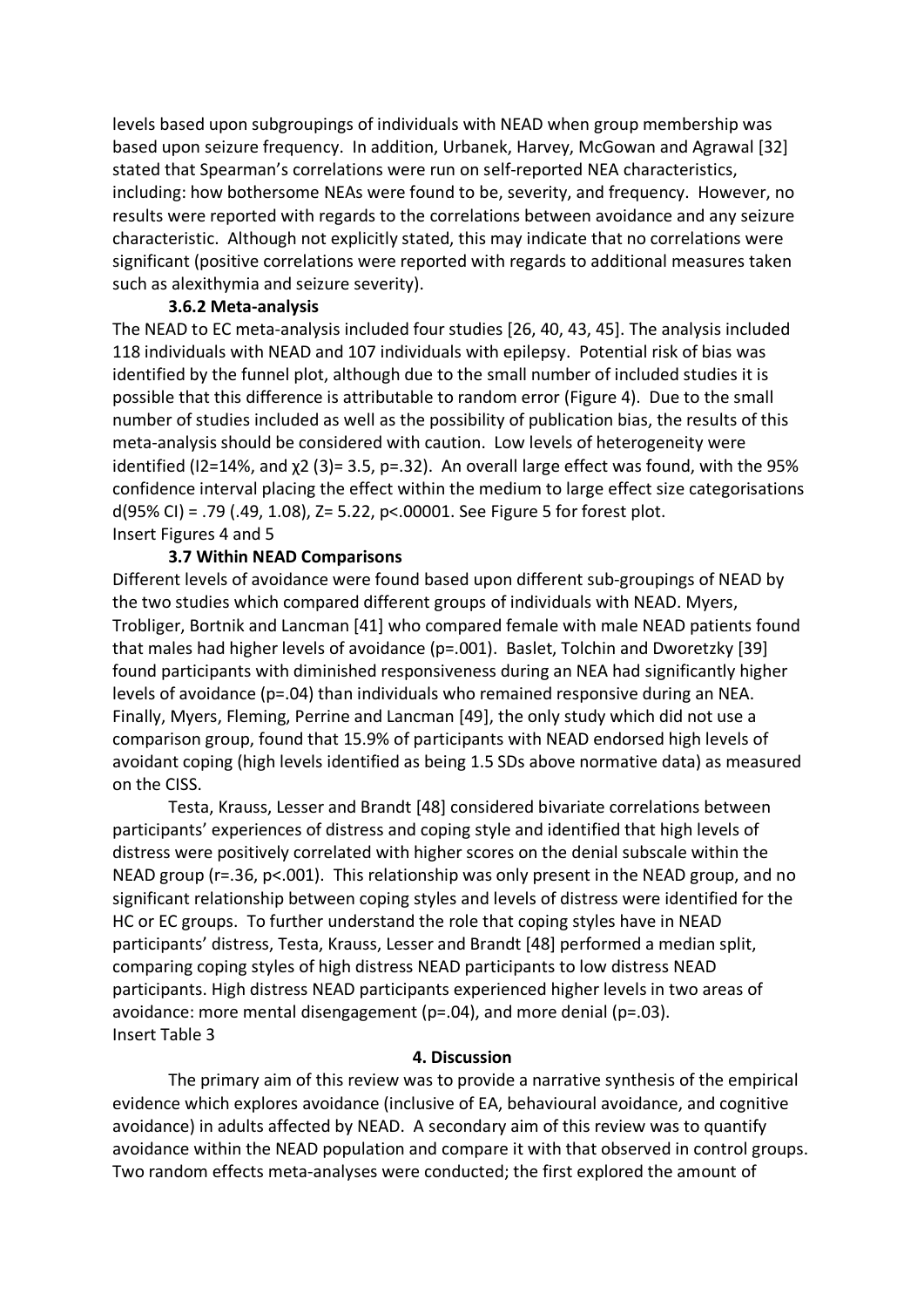levels based upon subgroupings of individuals with NEAD when group membership was based upon seizure frequency. In addition, Urbanek, Harvey, McGowan and Agrawal [32] stated that Spearman's correlations were run on self-reported NEA characteristics, including: how bothersome NEAs were found to be, severity, and frequency. However, no results were reported with regards to the correlations between avoidance and any seizure characteristic. Although not explicitly stated, this may indicate that no correlations were significant (positive correlations were reported with regards to additional measures taken such as alexithymia and seizure severity).

### 3.6.2 Meta-analysis

The NEAD to EC meta-analysis included four studies [26, 40, 43, 45]. The analysis included 118 individuals with NEAD and 107 individuals with epilepsy. Potential risk of bias was identified by the funnel plot, although due to the small number of included studies it is possible that this difference is attributable to random error (Figure 4). Due to the small number of studies included as well as the possibility of publication bias, the results of this meta-analysis should be considered with caution. Low levels of heterogeneity were identified ($I^2$=14%, and $\chi^2$ (3)= 3.5, $p$=.32). An overall large effect was found, with the 95% confidence interval placing the effect within the medium to large effect size categorisations d(95% CI) = .79 (.49, 1.08), Z= 5.22, $p$<.00001. See Figure 5 for forest plot.

Insert Figures 4 and 5

### 3.7 Within NEAD Comparisons

Different levels of avoidance were found based upon different sub-groupings of NEAD by the two studies which compared different groups of individuals with NEAD. Myers, Trobliger, Bortnik and Lancman [41] who compared female with male NEAD patients found that males had higher levels of avoidance ($p$=.001). Baslet, Tolchin and Dworetzky [39] found participants with diminished responsiveness during an NEA had significantly higher levels of avoidance ($p$=.04) than individuals who remained responsive during an NEA. Finally, Myers, Fleming, Perrine and Lancman [49], the only study which did not use a comparison group, found that 15.9% of participants with NEAD endorsed high levels of avoidant coping (high levels identified as being 1.5 SDs above normative data) as measured on the CISS.

Testa, Krauss, Lesser and Brandt [48] considered bivariate correlations between participants' experiences of distress and coping style and identified that high levels of distress were positively correlated with higher scores on the denial subscale within the NEAD group ($r$=.36, $p$<.001). This relationship was only present in the NEAD group, and no significant relationship between coping styles and levels of distress were identified for the HC or EC groups. To further understand the role that coping styles have in NEAD participants' distress, Testa, Krauss, Lesser and Brandt [48] performed a median split, comparing coping styles of high distress NEAD participants to low distress NEAD participants. High distress NEAD participants experienced higher levels in two areas of avoidance: more mental disengagement ($p$=.04), and more denial ($p$=.03).

Insert Table 3

## 4. Discussion

The primary aim of this review was to provide a narrative synthesis of the empirical evidence which explores avoidance (inclusive of EA, behavioural avoidance, and cognitive avoidance) in adults affected by NEAD. A secondary aim of this review was to quantify avoidance within the NEAD population and compare it with that observed in control groups. Two random effects meta-analyses were conducted; the first explored the amount of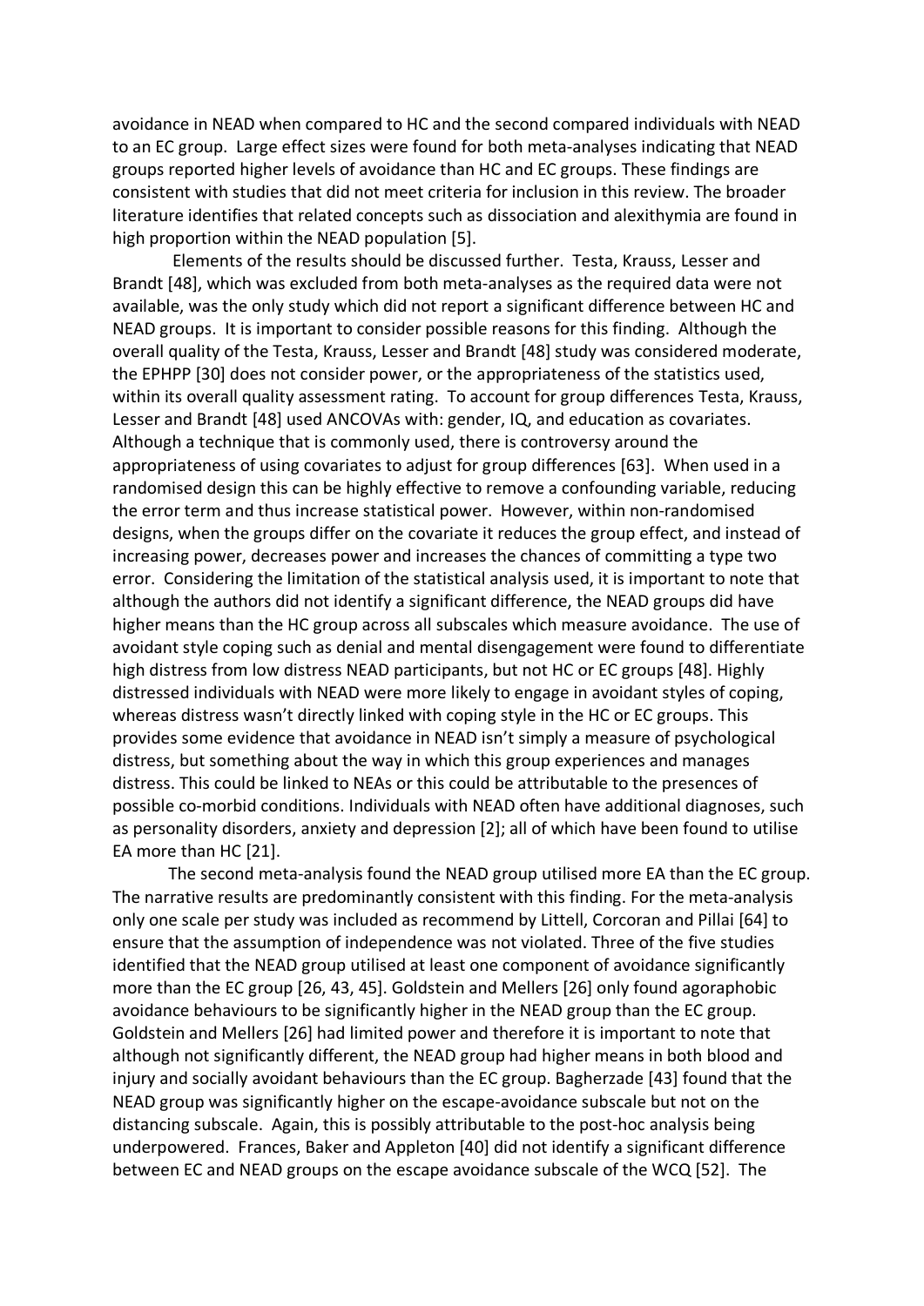avoidance in NEAD when compared to HC and the second compared individuals with NEAD to an EC group. Large effect sizes were found for both meta-analyses indicating that NEAD groups reported higher levels of avoidance than HC and EC groups. These findings are consistent with studies that did not meet criteria for inclusion in this review. The broader literature identifies that related concepts such as dissociation and alexithymia are found in high proportion within the NEAD population [5].

Elements of the results should be discussed further. Testa, Krauss, Lesser and Brandt [48], which was excluded from both meta-analyses as the required data were not available, was the only study which did not report a significant difference between HC and NEAD groups. It is important to consider possible reasons for this finding. Although the overall quality of the Testa, Krauss, Lesser and Brandt [48] study was considered moderate, the EPHPP [30] does not consider power, or the appropriateness of the statistics used, within its overall quality assessment rating. To account for group differences Testa, Krauss, Lesser and Brandt [48] used ANCOVAs with: gender, IQ, and education as covariates. Although a technique that is commonly used, there is controversy around the appropriateness of using covariates to adjust for group differences [63]. When used in a randomised design this can be highly effective to remove a confounding variable, reducing the error term and thus increase statistical power. However, within non-randomised designs, when the groups differ on the covariate it reduces the group effect, and instead of increasing power, decreases power and increases the chances of committing a type two error. Considering the limitation of the statistical analysis used, it is important to note that although the authors did not identify a significant difference, the NEAD groups did have higher means than the HC group across all subscales which measure avoidance. The use of avoidant style coping such as denial and mental disengagement were found to differentiate high distress from low distress NEAD participants, but not HC or EC groups [48]. Highly distressed individuals with NEAD were more likely to engage in avoidant styles of coping, whereas distress wasn't directly linked with coping style in the HC or EC groups. This provides some evidence that avoidance in NEAD isn't simply a measure of psychological distress, but something about the way in which this group experiences and manages distress. This could be linked to NEAs or this could be attributable to the presences of possible co-morbid conditions. Individuals with NEAD often have additional diagnoses, such as personality disorders, anxiety and depression [2]; all of which have been found to utilise EA more than HC [21].

The second meta-analysis found the NEAD group utilised more EA than the EC group. The narrative results are predominantly consistent with this finding. For the meta-analysis only one scale per study was included as recommend by Littell, Corcoran and Pillai [64] to ensure that the assumption of independence was not violated. Three of the five studies identified that the NEAD group utilised at least one component of avoidance significantly more than the EC group [26, 43, 45]. Goldstein and Mellers [26] only found agoraphobic avoidance behaviours to be significantly higher in the NEAD group than the EC group. Goldstein and Mellers [26] had limited power and therefore it is important to note that although not significantly different, the NEAD group had higher means in both blood and injury and socially avoidant behaviours than the EC group. Bagherzade [43] found that the NEAD group was significantly higher on the escape-avoidance subscale but not on the distancing subscale. Again, this is possibly attributable to the post-hoc analysis being underpowered. Frances, Baker and Appleton [40] did not identify a significant difference between EC and NEAD groups on the escape avoidance subscale of the WCQ [52]. The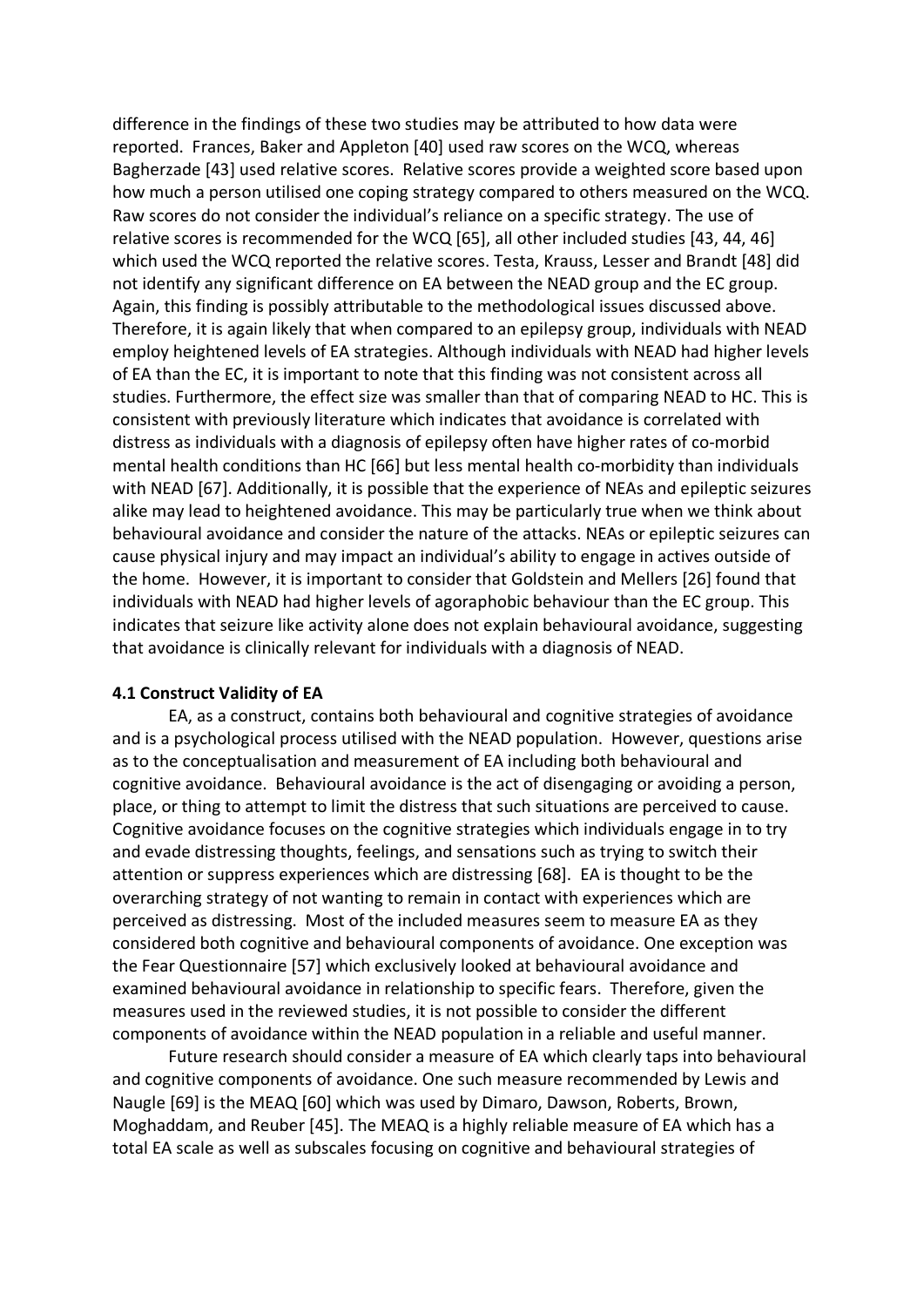difference in the findings of these two studies may be attributed to how data were reported. Frances, Baker and Appleton [40] used raw scores on the WCQ, whereas Bagherzade [43] used relative scores. Relative scores provide a weighted score based upon how much a person utilised one coping strategy compared to others measured on the WCQ. Raw scores do not consider the individual's reliance on a specific strategy. The use of relative scores is recommended for the WCQ [65], all other included studies [43, 44, 46] which used the WCQ reported the relative scores. Testa, Krauss, Lesser and Brandt [48] did not identify any significant difference on EA between the NEAD group and the EC group. Again, this finding is possibly attributable to the methodological issues discussed above. Therefore, it is again likely that when compared to an epilepsy group, individuals with NEAD employ heightened levels of EA strategies. Although individuals with NEAD had higher levels of EA than the EC, it is important to note that this finding was not consistent across all studies. Furthermore, the effect size was smaller than that of comparing NEAD to HC. This is consistent with previously literature which indicates that avoidance is correlated with distress as individuals with a diagnosis of epilepsy often have higher rates of co-morbid mental health conditions than HC [66] but less mental health co-morbidity than individuals with NEAD [67]. Additionally, it is possible that the experience of NEAs and epileptic seizures alike may lead to heightened avoidance. This may be particularly true when we think about behavioural avoidance and consider the nature of the attacks. NEAs or epileptic seizures can cause physical injury and may impact an individual's ability to engage in actives outside of the home. However, it is important to consider that Goldstein and Mellers [26] found that individuals with NEAD had higher levels of agoraphobic behaviour than the EC group. This indicates that seizure like activity alone does not explain behavioural avoidance, suggesting that avoidance is clinically relevant for individuals with a diagnosis of NEAD.

### 4.1 Construct Validity of EA

EA, as a construct, contains both behavioural and cognitive strategies of avoidance and is a psychological process utilised with the NEAD population. However, questions arise as to the conceptualisation and measurement of EA including both behavioural and cognitive avoidance. Behavioural avoidance is the act of disengaging or avoiding a person, place, or thing to attempt to limit the distress that such situations are perceived to cause. Cognitive avoidance focuses on the cognitive strategies which individuals engage in to try and evade distressing thoughts, feelings, and sensations such as trying to switch their attention or suppress experiences which are distressing [68]. EA is thought to be the overarching strategy of not wanting to remain in contact with experiences which are perceived as distressing. Most of the included measures seem to measure EA as they considered both cognitive and behavioural components of avoidance. One exception was the Fear Questionnaire [57] which exclusively looked at behavioural avoidance and examined behavioural avoidance in relationship to specific fears. Therefore, given the measures used in the reviewed studies, it is not possible to consider the different components of avoidance within the NEAD population in a reliable and useful manner.

Future research should consider a measure of EA which clearly taps into behavioural and cognitive components of avoidance. One such measure recommended by Lewis and Naugle [69] is the MEAQ [60] which was used by Dimaro, Dawson, Roberts, Brown, Moghaddam, and Reuber [45]. The MEAQ is a highly reliable measure of EA which has a total EA scale as well as subscales focusing on cognitive and behavioural strategies of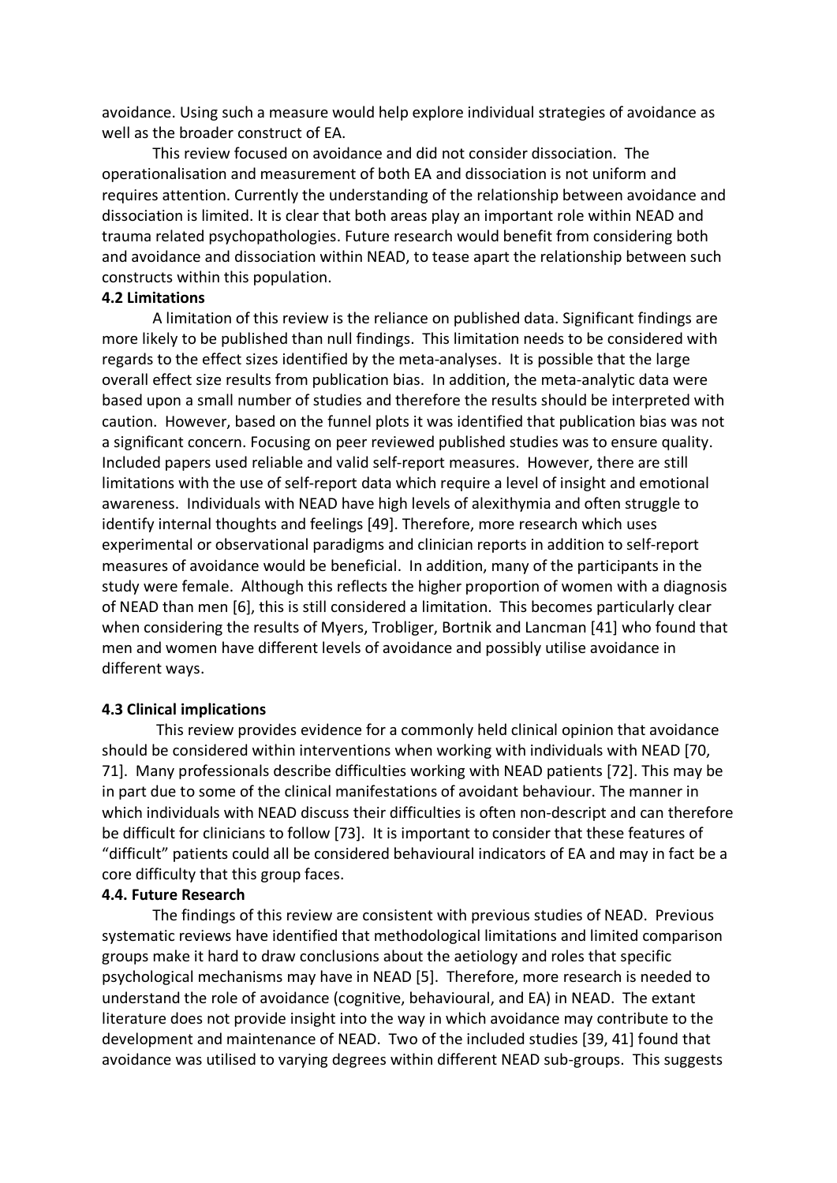avoidance. Using such a measure would help explore individual strategies of avoidance as well as the broader construct of EA.

This review focused on avoidance and did not consider dissociation. The operationalisation and measurement of both EA and dissociation is not uniform and requires attention. Currently the understanding of the relationship between avoidance and dissociation is limited. It is clear that both areas play an important role within NEAD and trauma related psychopathologies. Future research would benefit from considering both and avoidance and dissociation within NEAD, to tease apart the relationship between such constructs within this population.

### 4.2 Limitations

A limitation of this review is the reliance on published data. Significant findings are more likely to be published than null findings. This limitation needs to be considered with regards to the effect sizes identified by the meta-analyses. It is possible that the large overall effect size results from publication bias. In addition, the meta-analytic data were based upon a small number of studies and therefore the results should be interpreted with caution. However, based on the funnel plots it was identified that publication bias was not a significant concern. Focusing on peer reviewed published studies was to ensure quality. Included papers used reliable and valid self-report measures. However, there are still limitations with the use of self-report data which require a level of insight and emotional awareness. Individuals with NEAD have high levels of alexithymia and often struggle to identify internal thoughts and feelings [49]. Therefore, more research which uses experimental or observational paradigms and clinician reports in addition to self-report measures of avoidance would be beneficial. In addition, many of the participants in the study were female. Although this reflects the higher proportion of women with a diagnosis of NEAD than men [6], this is still considered a limitation. This becomes particularly clear when considering the results of Myers, Trobliger, Bortnik and Lancman [41] who found that men and women have different levels of avoidance and possibly utilise avoidance in different ways.

### 4.3 Clinical implications

This review provides evidence for a commonly held clinical opinion that avoidance should be considered within interventions when working with individuals with NEAD [70, 71]. Many professionals describe difficulties working with NEAD patients [72]. This may be in part due to some of the clinical manifestations of avoidant behaviour. The manner in which individuals with NEAD discuss their difficulties is often non-descript and can therefore be difficult for clinicians to follow [73]. It is important to consider that these features of "difficult" patients could all be considered behavioural indicators of EA and may in fact be a core difficulty that this group faces.

### 4.4. Future Research

The findings of this review are consistent with previous studies of NEAD. Previous systematic reviews have identified that methodological limitations and limited comparison groups make it hard to draw conclusions about the aetiology and roles that specific psychological mechanisms may have in NEAD [5]. Therefore, more research is needed to understand the role of avoidance (cognitive, behavioural, and EA) in NEAD. The extant literature does not provide insight into the way in which avoidance may contribute to the development and maintenance of NEAD. Two of the included studies [39, 41] found that avoidance was utilised to varying degrees within different NEAD sub-groups. This suggests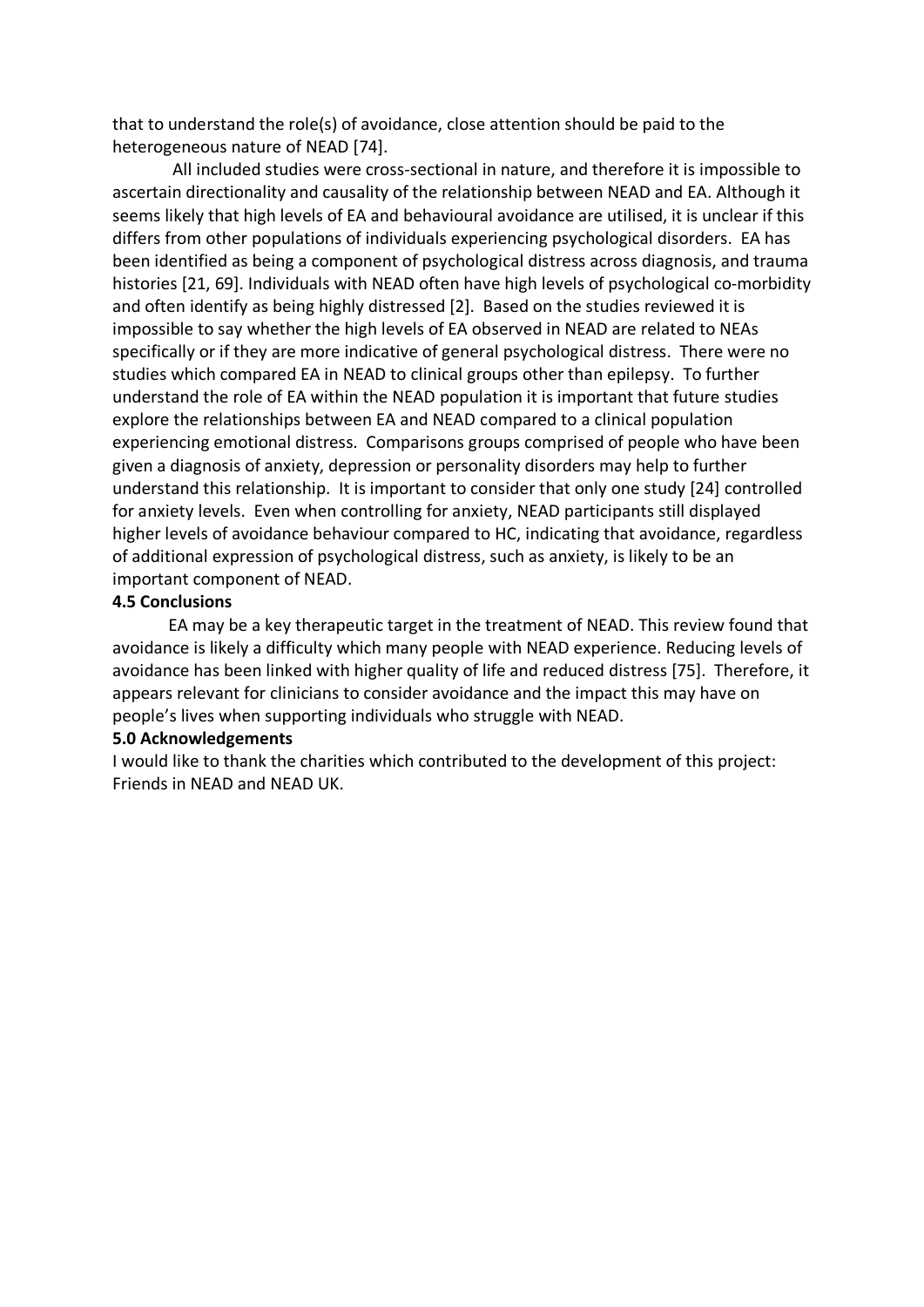that to understand the role(s) of avoidance, close attention should be paid to the heterogeneous nature of NEAD [74].

All included studies were cross-sectional in nature, and therefore it is impossible to ascertain directionality and causality of the relationship between NEAD and EA. Although it seems likely that high levels of EA and behavioural avoidance are utilised, it is unclear if this differs from other populations of individuals experiencing psychological disorders. EA has been identified as being a component of psychological distress across diagnosis, and trauma histories [21, 69]. Individuals with NEAD often have high levels of psychological co-morbidity and often identify as being highly distressed [2]. Based on the studies reviewed it is impossible to say whether the high levels of EA observed in NEAD are related to NEAs specifically or if they are more indicative of general psychological distress. There were no studies which compared EA in NEAD to clinical groups other than epilepsy. To further understand the role of EA within the NEAD population it is important that future studies explore the relationships between EA and NEAD compared to a clinical population experiencing emotional distress. Comparisons groups comprised of people who have been given a diagnosis of anxiety, depression or personality disorders may help to further understand this relationship. It is important to consider that only one study [24] controlled for anxiety levels. Even when controlling for anxiety, NEAD participants still displayed higher levels of avoidance behaviour compared to HC, indicating that avoidance, regardless of additional expression of psychological distress, such as anxiety, is likely to be an important component of NEAD.

### 4.5 Conclusions

EA may be a key therapeutic target in the treatment of NEAD. This review found that avoidance is likely a difficulty which many people with NEAD experience. Reducing levels of avoidance has been linked with higher quality of life and reduced distress [75]. Therefore, it appears relevant for clinicians to consider avoidance and the impact this may have on people's lives when supporting individuals who struggle with NEAD.

## 5.0 Acknowledgements

I would like to thank the charities which contributed to the development of this project: Friends in NEAD and NEAD UK.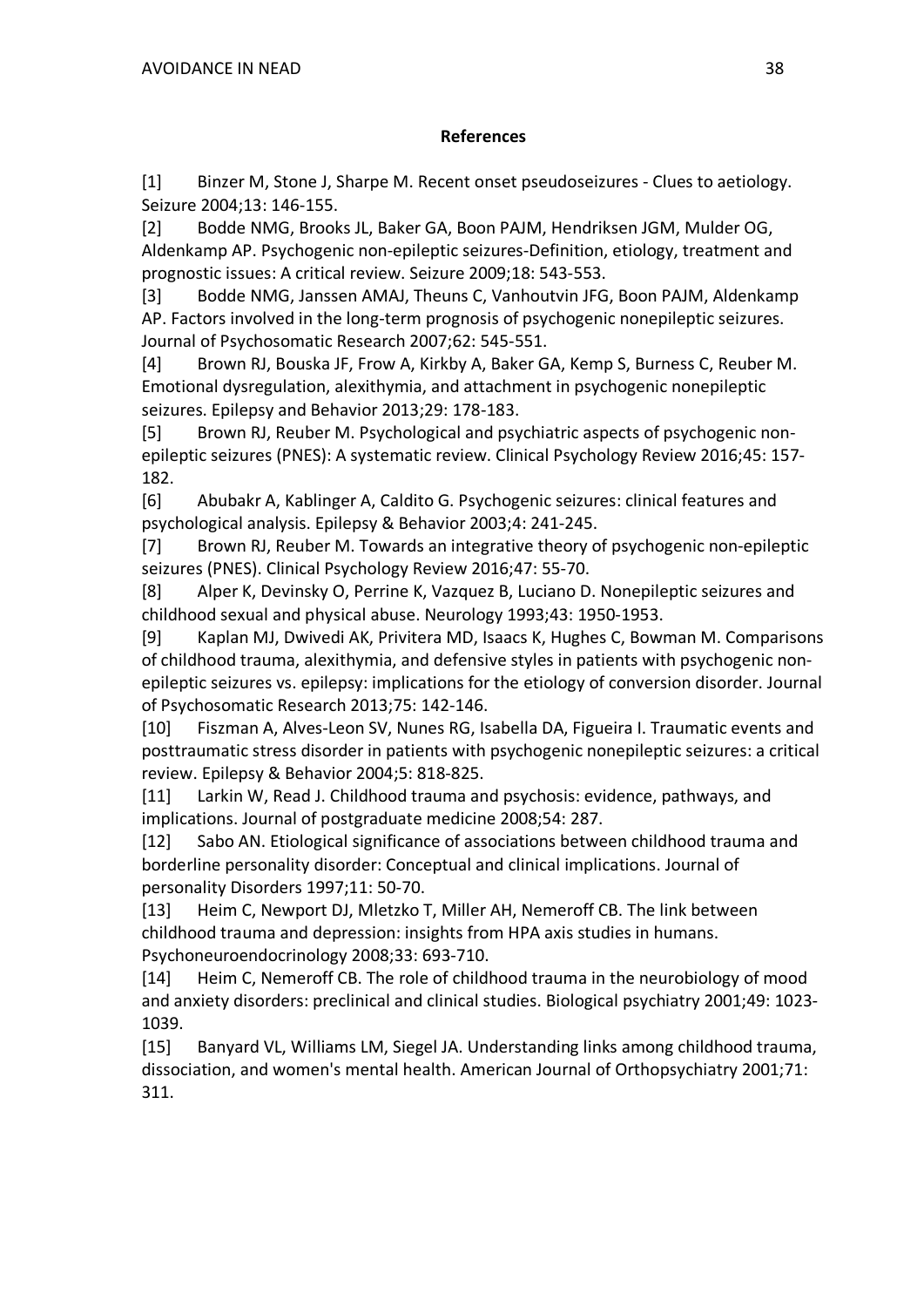**References**

[1] Binzer M, Stone J, Sharpe M. Recent onset pseudoseizures - Clues to aetiology. Seizure 2004;13: 146-155.

[2] Bodde NMG, Brooks JL, Baker GA, Boon PAJM, Hendriksen JGM, Mulder OG, Aldenkamp AP. Psychogenic non-epileptic seizures-Definition, etiology, treatment and prognostic issues: A critical review. Seizure 2009;18: 543-553.

[3] Bodde NMG, Janssen AMAJ, Theuns C, Vanhoutvin JFG, Boon PAJM, Aldenkamp AP. Factors involved in the long-term prognosis of psychogenic nonepileptic seizures. Journal of Psychosomatic Research 2007;62: 545-551.

[4] Brown RJ, Bouska JF, Frow A, Kirkby A, Baker GA, Kemp S, Burness C, Reuber M. Emotional dysregulation, alexithymia, and attachment in psychogenic nonepileptic seizures. Epilepsy and Behavior 2013;29: 178-183.

[5] Brown RJ, Reuber M. Psychological and psychiatric aspects of psychogenic non-epileptic seizures (PNES): A systematic review. Clinical Psychology Review 2016;45: 157-182.

[6] Abubakr A, Kablinger A, Caldito G. Psychogenic seizures: clinical features and psychological analysis. Epilepsy & Behavior 2003;4: 241-245.

[7] Brown RJ, Reuber M. Towards an integrative theory of psychogenic non-epileptic seizures (PNES). Clinical Psychology Review 2016;47: 55-70.

[8] Alper K, Devinsky O, Perrine K, Vazquez B, Luciano D. Nonepileptic seizures and childhood sexual and physical abuse. Neurology 1993;43: 1950-1953.

[9] Kaplan MJ, Dwivedi AK, Privitera MD, Isaacs K, Hughes C, Bowman M. Comparisons of childhood trauma, alexithymia, and defensive styles in patients with psychogenic non-epileptic seizures vs. epilepsy: implications for the etiology of conversion disorder. Journal of Psychosomatic Research 2013;75: 142-146.

[10] Fiszman A, Alves-Leon SV, Nunes RG, Isabella DA, Figueira I. Traumatic events and posttraumatic stress disorder in patients with psychogenic nonepileptic seizures: a critical review. Epilepsy & Behavior 2004;5: 818-825.

[11] Larkin W, Read J. Childhood trauma and psychosis: evidence, pathways, and implications. Journal of postgraduate medicine 2008;54: 287.

[12] Sabo AN. Etiological significance of associations between childhood trauma and borderline personality disorder: Conceptual and clinical implications. Journal of personality Disorders 1997;11: 50-70.

[13] Heim C, Newport DJ, Mletzko T, Miller AH, Nemeroff CB. The link between childhood trauma and depression: insights from HPA axis studies in humans. Psychoneuroendocrinology 2008;33: 693-710.

[14] Heim C, Nemeroff CB. The role of childhood trauma in the neurobiology of mood and anxiety disorders: preclinical and clinical studies. Biological psychiatry 2001;49: 1023-1039.

[15] Banyard VL, Williams LM, Siegel JA. Understanding links among childhood trauma, dissociation, and women's mental health. American Journal of Orthopsychiatry 2001;71: 311.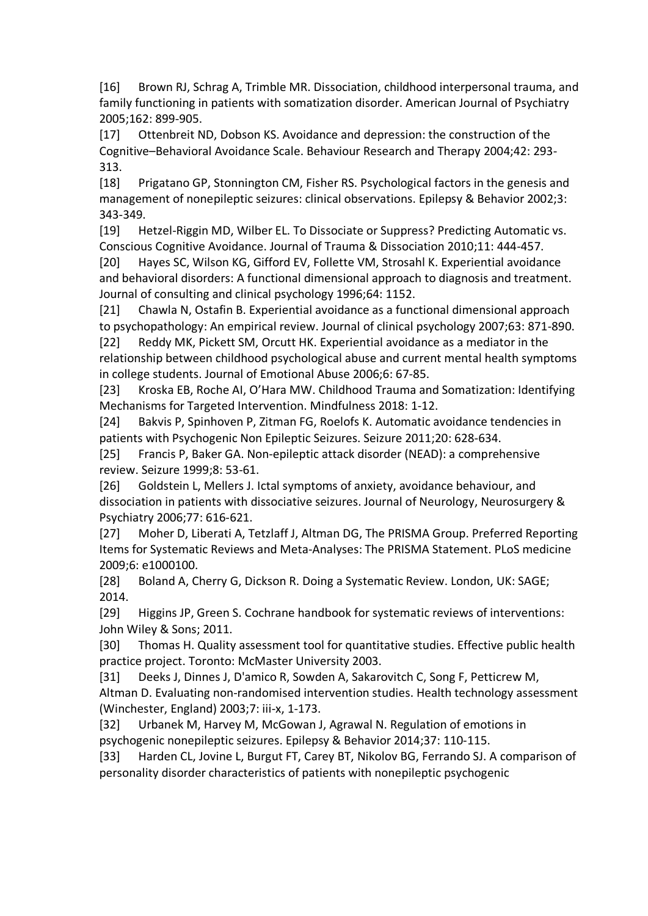[16] Brown RJ, Schrag A, Trimble MR. Dissociation, childhood interpersonal trauma, and family functioning in patients with somatization disorder. American Journal of Psychiatry 2005;162: 899-905.

[17] Ottenbreit ND, Dobson KS. Avoidance and depression: the construction of the Cognitive–Behavioral Avoidance Scale. Behaviour Research and Therapy 2004;42: 293-313.

[18] Prigatano GP, Stonnington CM, Fisher RS. Psychological factors in the genesis and management of nonepileptic seizures: clinical observations. Epilepsy & Behavior 2002;3: 343-349.

[19] Hetzel-Riggin MD, Wilber EL. To Dissociate or Suppress? Predicting Automatic vs. Conscious Cognitive Avoidance. Journal of Trauma & Dissociation 2010;11: 444-457.

[20] Hayes SC, Wilson KG, Gifford EV, Follette VM, Strosahl K. Experiential avoidance and behavioral disorders: A functional dimensional approach to diagnosis and treatment. Journal of consulting and clinical psychology 1996;64: 1152.

[21] Chawla N, Ostafin B. Experiential avoidance as a functional dimensional approach to psychopathology: An empirical review. Journal of clinical psychology 2007;63: 871-890.

[22] Reddy MK, Pickett SM, Orcutt HK. Experiential avoidance as a mediator in the relationship between childhood psychological abuse and current mental health symptoms in college students. Journal of Emotional Abuse 2006;6: 67-85.

[23] Kroska EB, Roche AI, O'Hara MW. Childhood Trauma and Somatization: Identifying Mechanisms for Targeted Intervention. Mindfulness 2018: 1-12.

[24] Bakvis P, Spinhoven P, Zitman FG, Roelofs K. Automatic avoidance tendencies in patients with Psychogenic Non Epileptic Seizures. Seizure 2011;20: 628-634.

[25] Francis P, Baker GA. Non-epileptic attack disorder (NEAD): a comprehensive review. Seizure 1999;8: 53-61.

[26] Goldstein L, Mellers J. Ictal symptoms of anxiety, avoidance behaviour, and dissociation in patients with dissociative seizures. Journal of Neurology, Neurosurgery & Psychiatry 2006;77: 616-621.

[27] Moher D, Liberati A, Tetzlaff J, Altman DG, The PRISMA Group. Preferred Reporting Items for Systematic Reviews and Meta-Analyses: The PRISMA Statement. PLoS medicine 2009;6: e1000100.

[28] Boland A, Cherry G, Dickson R. Doing a Systematic Review. London, UK: SAGE; 2014.

[29] Higgins JP, Green S. Cochrane handbook for systematic reviews of interventions: John Wiley & Sons; 2011.

[30] Thomas H. Quality assessment tool for quantitative studies. Effective public health practice project. Toronto: McMaster University 2003.

[31] Deeks J, Dinnes J, D'amico R, Sowden A, Sakarovitch C, Song F, Petticrew M, Altman D. Evaluating non-randomised intervention studies. Health technology assessment (Winchester, England) 2003;7: iii-x, 1-173.

[32] Urbanek M, Harvey M, McGowan J, Agrawal N. Regulation of emotions in psychogenic nonepileptic seizures. Epilepsy & Behavior 2014;37: 110-115.

[33] Harden CL, Jovine L, Burgut FT, Carey BT, Nikolov BG, Ferrando SJ. A comparison of personality disorder characteristics of patients with nonepileptic psychogenic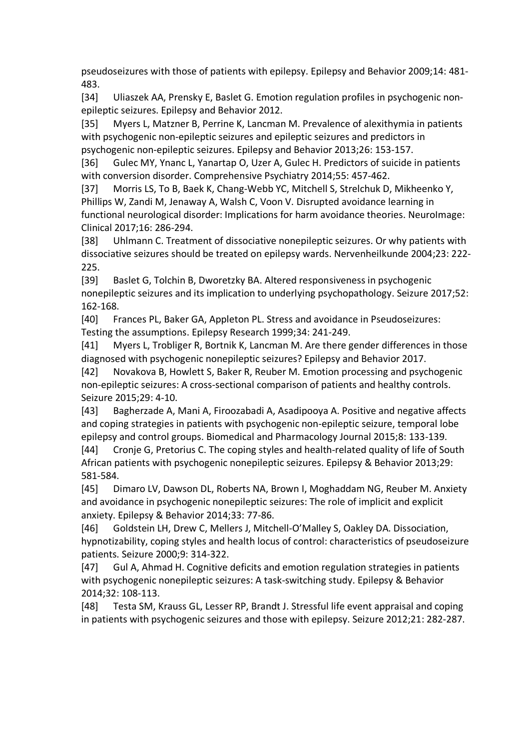pseudoseizures with those of patients with epilepsy. Epilepsy and Behavior 2009;14: 481-483.

[34] Uliaszek AA, Prensky E, Baslet G. Emotion regulation profiles in psychogenic non-epileptic seizures. Epilepsy and Behavior 2012.

[35] Myers L, Matzner B, Perrine K, Lancman M. Prevalence of alexithymia in patients with psychogenic non-epileptic seizures and epileptic seizures and predictors in psychogenic non-epileptic seizures. Epilepsy and Behavior 2013;26: 153-157.

[36] Gulec MY, Ynanc L, Yanartap O, Uzer A, Gulec H. Predictors of suicide in patients with conversion disorder. Comprehensive Psychiatry 2014;55: 457-462.

[37] Morris LS, To B, Baek K, Chang-Webb YC, Mitchell S, Strelchuk D, Mikheenko Y, Phillips W, Zandi M, Jenaway A, Walsh C, Voon V. Disrupted avoidance learning in functional neurological disorder: Implications for harm avoidance theories. NeuroImage: Clinical 2017;16: 286-294.

[38] Uhlmann C. Treatment of dissociative nonepileptic seizures. Or why patients with dissociative seizures should be treated on epilepsy wards. Nervenheilkunde 2004;23: 222-225.

[39] Baslet G, Tolchin B, Dworetzky BA. Altered responsiveness in psychogenic nonepileptic seizures and its implication to underlying psychopathology. Seizure 2017;52: 162-168.

[40] Frances PL, Baker GA, Appleton PL. Stress and avoidance in Pseudoseizures: Testing the assumptions. Epilepsy Research 1999;34: 241-249.

[41] Myers L, Trobliger R, Bortnik K, Lancman M. Are there gender differences in those diagnosed with psychogenic nonepileptic seizures? Epilepsy and Behavior 2017.

[42] Novakova B, Howlett S, Baker R, Reuber M. Emotion processing and psychogenic non-epileptic seizures: A cross-sectional comparison of patients and healthy controls. Seizure 2015;29: 4-10.

[43] Bagherzade A, Mani A, Firoozabadi A, Asadipooya A. Positive and negative affects and coping strategies in patients with psychogenic non-epileptic seizure, temporal lobe epilepsy and control groups. Biomedical and Pharmacology Journal 2015;8: 133-139.

[44] Cronje G, Pretorius C. The coping styles and health-related quality of life of South African patients with psychogenic nonepileptic seizures. Epilepsy & Behavior 2013;29: 581-584.

[45] Dimaro LV, Dawson DL, Roberts NA, Brown I, Moghaddam NG, Reuber M. Anxiety and avoidance in psychogenic nonepileptic seizures: The role of implicit and explicit anxiety. Epilepsy & Behavior 2014;33: 77-86.

[46] Goldstein LH, Drew C, Mellers J, Mitchell-O'Malley S, Oakley DA. Dissociation, hypnotizability, coping styles and health locus of control: characteristics of pseudoseizure patients. Seizure 2000;9: 314-322.

[47] Gul A, Ahmad H. Cognitive deficits and emotion regulation strategies in patients with psychogenic nonepileptic seizures: A task-switching study. Epilepsy & Behavior 2014;32: 108-113.

[48] Testa SM, Krauss GL, Lesser RP, Brandt J. Stressful life event appraisal and coping in patients with psychogenic seizures and those with epilepsy. Seizure 2012;21: 282-287.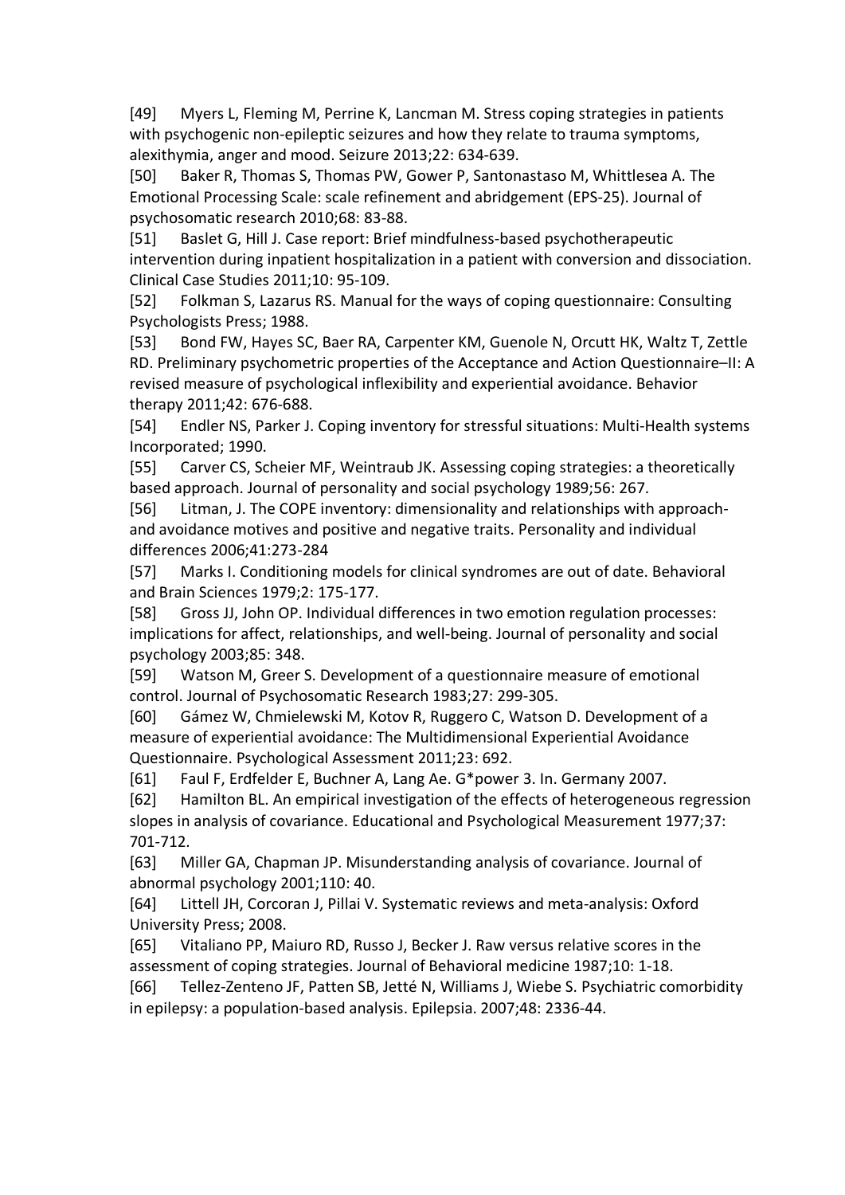[49] Myers L, Fleming M, Perrine K, Lancman M. Stress coping strategies in patients with psychogenic non-epileptic seizures and how they relate to trauma symptoms, alexithymia, anger and mood. Seizure 2013;22: 634-639.

[50] Baker R, Thomas S, Thomas PW, Gower P, Santonastaso M, Whittlesea A. The Emotional Processing Scale: scale refinement and abridgement (EPS-25). Journal of psychosomatic research 2010;68: 83-88.

[51] Baslet G, Hill J. Case report: Brief mindfulness-based psychotherapeutic intervention during inpatient hospitalization in a patient with conversion and dissociation. Clinical Case Studies 2011;10: 95-109.

[52] Folkman S, Lazarus RS. Manual for the ways of coping questionnaire: Consulting Psychologists Press; 1988.

[53] Bond FW, Hayes SC, Baer RA, Carpenter KM, Guenole N, Orcutt HK, Waltz T, Zettle RD. Preliminary psychometric properties of the Acceptance and Action Questionnaire–II: A revised measure of psychological inflexibility and experiential avoidance. Behavior therapy 2011;42: 676-688.

[54] Endler NS, Parker J. Coping inventory for stressful situations: Multi-Health systems Incorporated; 1990.

[55] Carver CS, Scheier MF, Weintraub JK. Assessing coping strategies: a theoretically based approach. Journal of personality and social psychology 1989;56: 267.

[56] Litman, J. The COPE inventory: dimensionality and relationships with approach- and avoidance motives and positive and negative traits. Personality and individual differences 2006;41:273-284

[57] Marks I. Conditioning models for clinical syndromes are out of date. Behavioral and Brain Sciences 1979;2: 175-177.

[58] Gross JJ, John OP. Individual differences in two emotion regulation processes: implications for affect, relationships, and well-being. Journal of personality and social psychology 2003;85: 348.

[59] Watson M, Greer S. Development of a questionnaire measure of emotional control. Journal of Psychosomatic Research 1983;27: 299-305.

[60] Gámez W, Chmielewski M, Kotov R, Ruggero C, Watson D. Development of a measure of experiential avoidance: The Multidimensional Experiential Avoidance Questionnaire. Psychological Assessment 2011;23: 692.

[61] Faul F, Erdfelder E, Buchner A, Lang Ae. G*power 3. In. Germany 2007.

[62] Hamilton BL. An empirical investigation of the effects of heterogeneous regression slopes in analysis of covariance. Educational and Psychological Measurement 1977;37: 701-712.

[63] Miller GA, Chapman JP. Misunderstanding analysis of covariance. Journal of abnormal psychology 2001;110: 40.

[64] Littell JH, Corcoran J, Pillai V. Systematic reviews and meta-analysis: Oxford University Press; 2008.

[65] Vitaliano PP, Maiuro RD, Russo J, Becker J. Raw versus relative scores in the assessment of coping strategies. Journal of Behavioral medicine 1987;10: 1-18.

[66] Tellez-Zenteno JF, Patten SB, Jetté N, Williams J, Wiebe S. Psychiatric comorbidity in epilepsy: a population-based analysis. Epilepsia. 2007;48: 2336-44.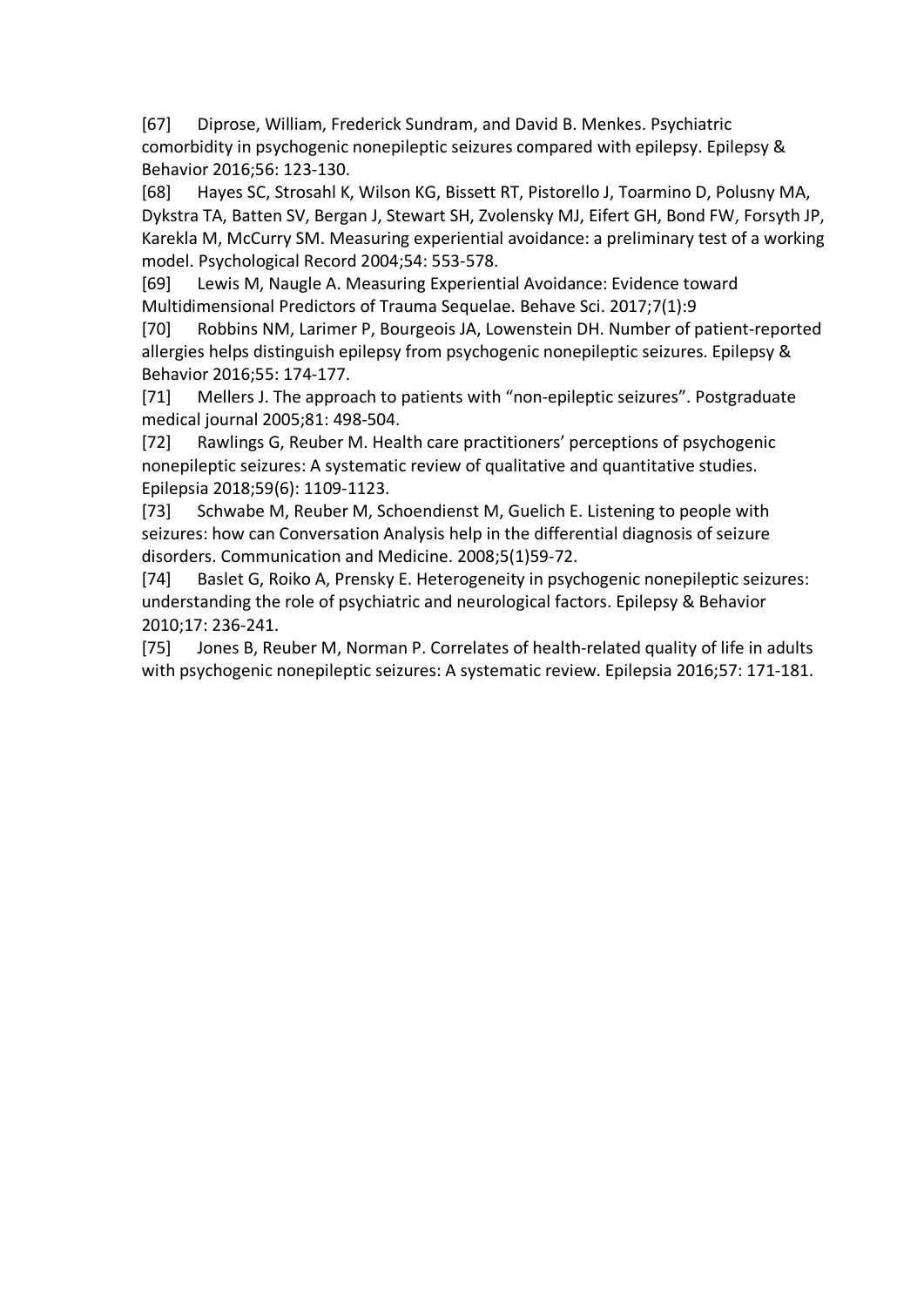[67] Diprose, William, Frederick Sundram, and David B. Menkes. Psychiatric comorbidity in psychogenic nonepileptic seizures compared with epilepsy. Epilepsy & Behavior 2016;56: 123-130.

[68] Hayes SC, Strosahl K, Wilson KG, Bissett RT, Pistorello J, Toarmino D, Polusny MA, Dykstra TA, Batten SV, Bergan J, Stewart SH, Zvolensky MJ, Eifert GH, Bond FW, Forsyth JP, Karekla M, McCurry SM. Measuring experiential avoidance: a preliminary test of a working model. Psychological Record 2004;54: 553-578.

[69] Lewis M, Naugle A. Measuring Experiential Avoidance: Evidence toward Multidimensional Predictors of Trauma Sequelae. Behave Sci. 2017;7(1):9

[70] Robbins NM, Larimer P, Bourgeois JA, Lowenstein DH. Number of patient-reported allergies helps distinguish epilepsy from psychogenic nonepileptic seizures. Epilepsy & Behavior 2016;55: 174-177.

[71] Mellers J. The approach to patients with "non-epileptic seizures". Postgraduate medical journal 2005;81: 498-504.

[72] Rawlings G, Reuber M. Health care practitioners' perceptions of psychogenic nonepileptic seizures: A systematic review of qualitative and quantitative studies. Epilepsia 2018;59(6): 1109-1123.

[73] Schwabe M, Reuber M, Schoendienst M, Guelich E. Listening to people with seizures: how can Conversation Analysis help in the differential diagnosis of seizure disorders. Communication and Medicine. 2008;5(1)59-72.

[74] Baslet G, Roiko A, Prensky E. Heterogeneity in psychogenic nonepileptic seizures: understanding the role of psychiatric and neurological factors. Epilepsy & Behavior 2010;17: 236-241.

[75] Jones B, Reuber M, Norman P. Correlates of health-related quality of life in adults with psychogenic nonepileptic seizures: A systematic review. Epilepsia 2016;57: 171-181.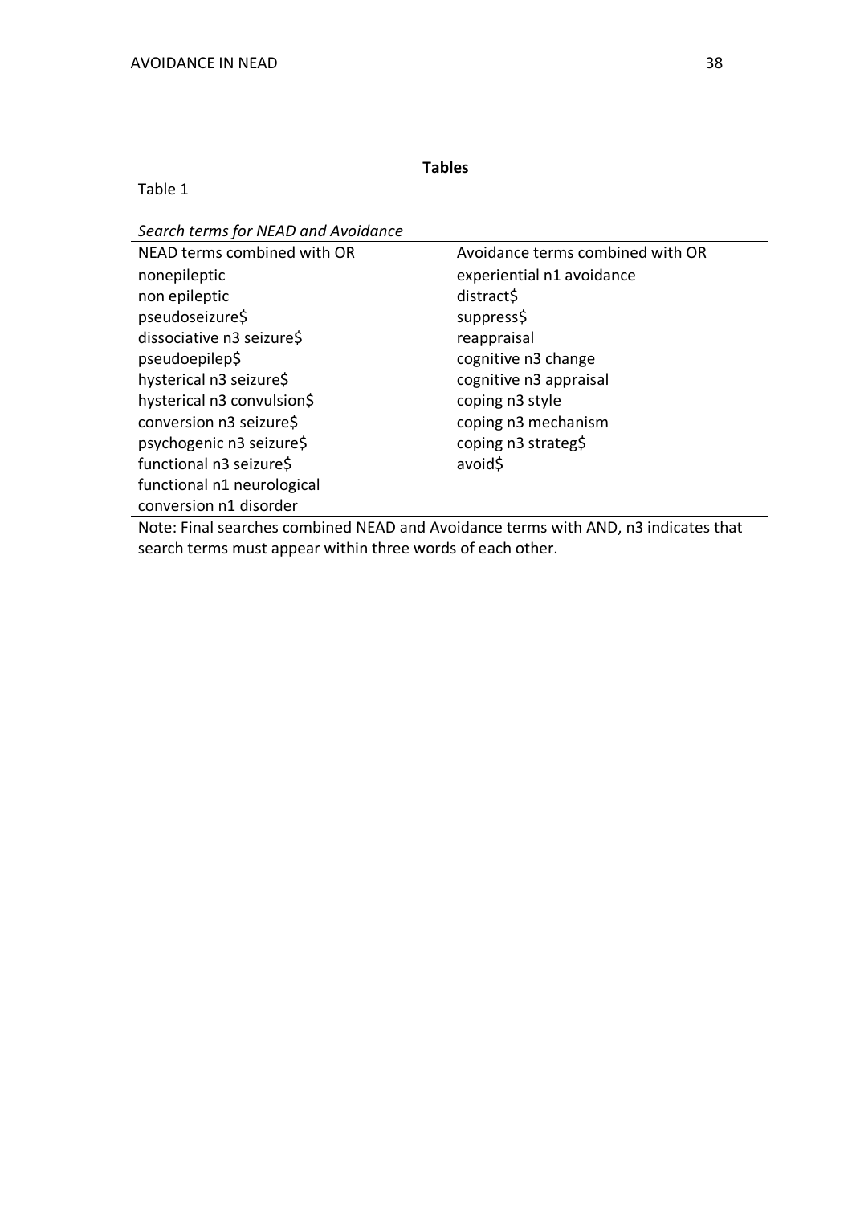**Tables**

Table 1

*Search terms for NEAD and Avoidance*

| NEAD terms combined with OR | Avoidance terms combined with OR |
|---|---|
| nonepileptic | experiential n1 avoidance |
| non epileptic | distract$ |
| pseudoseizure$ | suppress$ |
| dissociative n3 seizure$ | reappraisal |
| pseudoepilep$ | cognitive n3 change |
| hysterical n3 seizure$ | cognitive n3 appraisal |
| hysterical n3 convulsion$ | coping n3 style |
| conversion n3 seizure$ | coping n3 mechanism |
| psychogenic n3 seizure$ | coping n3 strateg$ |
| functional n3 seizure$ | avoid$ |
| functional n1 neurological | |
| conversion n1 disorder | |

Note: Final searches combined NEAD and Avoidance terms with AND, n3 indicates that search terms must appear within three words of each other.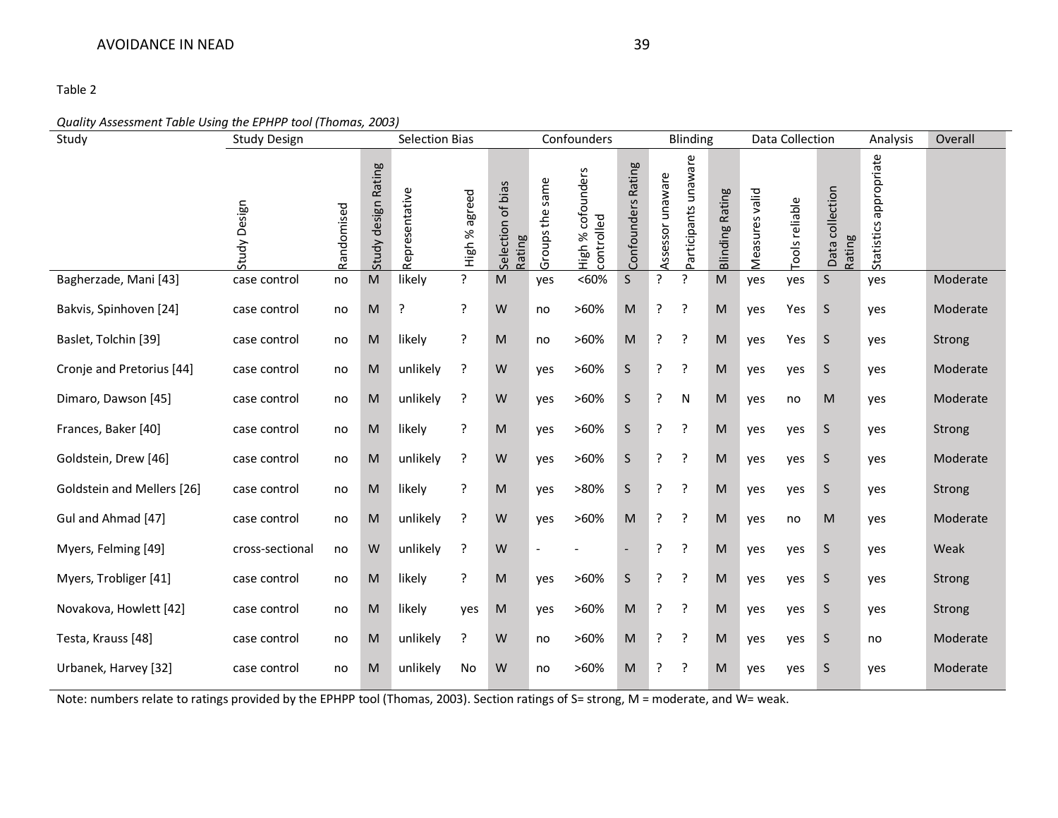Table 2

*Quality Assessment Table Using the EPHPP tool (Thomas, 2003)*

| Study | Study Design | | | Selection Bias | | | Confounders | | | Blinding | | | Data Collection | | | Analysis | Overall |
|---|---|---|---|---|---|---|---|---|---|---|---|---|---|---|---|---|---|
| | Study Design | Randomised | Study design Rating | Representative | High % agreed | Selection of bias Rating | Groups the same | High % cofounders controlled | Confounders Rating | Assessor unaware | Participants unaware | Blinding Rating | Measures valid | Tools reliable | Data collection Rating | Statistics appropriate | |
| Bagherzade, Mani [43] | case control | no | M | likely | ? | M | yes | <60% | S | ? | ? | M | yes | yes | S | yes | Moderate |
| Bakvis, Spinhoven [24] | case control | no | M | ? | ? | W | no | >60% | M | ? | ? | M | yes | Yes | S | yes | Moderate |
| Baslet, Tolchin [39] | case control | no | M | likely | ? | M | no | >60% | M | ? | ? | M | yes | Yes | S | yes | Strong |
| Cronje and Pretorius [44] | case control | no | M | unlikely | ? | W | yes | >60% | S | ? | ? | M | yes | yes | S | yes | Moderate |
| Dimaro, Dawson [45] | case control | no | M | unlikely | ? | W | yes | >60% | S | ? | N | M | yes | no | M | yes | Moderate |
| Frances, Baker [40] | case control | no | M | likely | ? | M | yes | >60% | S | ? | ? | M | yes | yes | S | yes | Strong |
| Goldstein, Drew [46] | case control | no | M | unlikely | ? | W | yes | >60% | S | ? | ? | M | yes | yes | S | yes | Moderate |
| Goldstein and Mellers [26] | case control | no | M | likely | ? | M | yes | >80% | S | ? | ? | M | yes | yes | S | yes | Strong |
| Gul and Ahmad [47] | case control | no | M | unlikely | ? | W | yes | >60% | M | ? | ? | M | yes | no | M | yes | Moderate |
| Myers, Felming [49] | cross-sectional | no | W | unlikely | ? | W | - | - | - | ? | ? | M | yes | yes | S | yes | Weak |
| Myers, Trobliger [41] | case control | no | M | likely | ? | M | yes | >60% | S | ? | ? | M | yes | yes | S | yes | Strong |
| Novakova, Howlett [42] | case control | no | M | likely | yes | M | yes | >60% | M | ? | ? | M | yes | yes | S | yes | Strong |
| Testa, Krauss [48] | case control | no | M | unlikely | ? | W | no | >60% | M | ? | ? | M | yes | yes | S | no | Moderate |
| Urbanek, Harvey [32] | case control | no | M | unlikely | No | W | no | >60% | M | ? | ? | M | yes | yes | S | yes | Moderate |

Note: numbers relate to ratings provided by the EPHPP tool (Thomas, 2003). Section ratings of S= strong, M = moderate, and W= weak.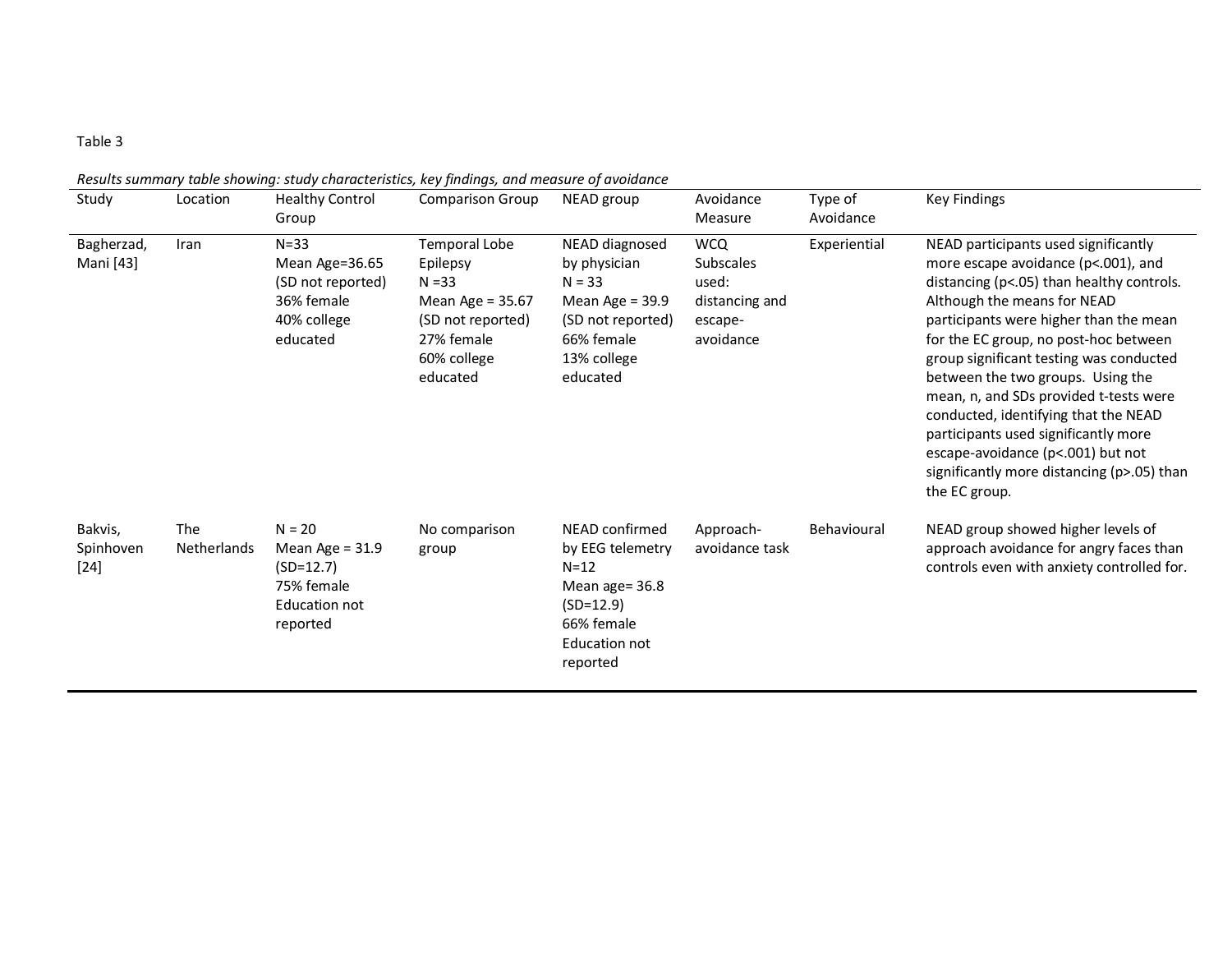Table 3

*Results summary table showing: study characteristics, key findings, and measure of avoidance*

| Study | Location | Healthy Control Group | Comparison Group | NEAD group | Avoidance Measure | Type of Avoidance | Key Findings |
|---|---|---|---|---|---|---|---|
| Bagherzad, Mani [43] | Iran | N=33<br>Mean Age=36.65 (SD not reported)<br>36% female<br>40% college educated | Temporal Lobe Epilepsy<br>N =33<br>Mean Age = 35.67 (SD not reported)<br>27% female<br>60% college educated | NEAD diagnosed by physician<br>N = 33<br>Mean Age = 39.9 (SD not reported)<br>66% female<br>13% college educated | WCQ Subscales used: distancing and escape-avoidance | Experiential | NEAD participants used significantly more escape avoidance (p<.001), and distancing (p<.05) than healthy controls. Although the means for NEAD participants were higher than the mean for the EC group, no post-hoc between group significant testing was conducted between the two groups. Using the mean, n, and SDs provided t-tests were conducted, identifying that the NEAD participants used significantly more escape-avoidance (p<.001) but not significantly more distancing (p>.05) than the EC group. |
| Bakvis, Spinhoven [24] | The Netherlands | N = 20<br>Mean Age = 31.9 (SD=12.7)<br>75% female<br>Education not reported | No comparison group | NEAD confirmed by EEG telemetry<br>N=12<br>Mean age= 36.8 (SD=12.9)<br>66% female<br>Education not reported | Approach-avoidance task | Behavioural | NEAD group showed higher levels of approach avoidance for angry faces than controls even with anxiety controlled for. |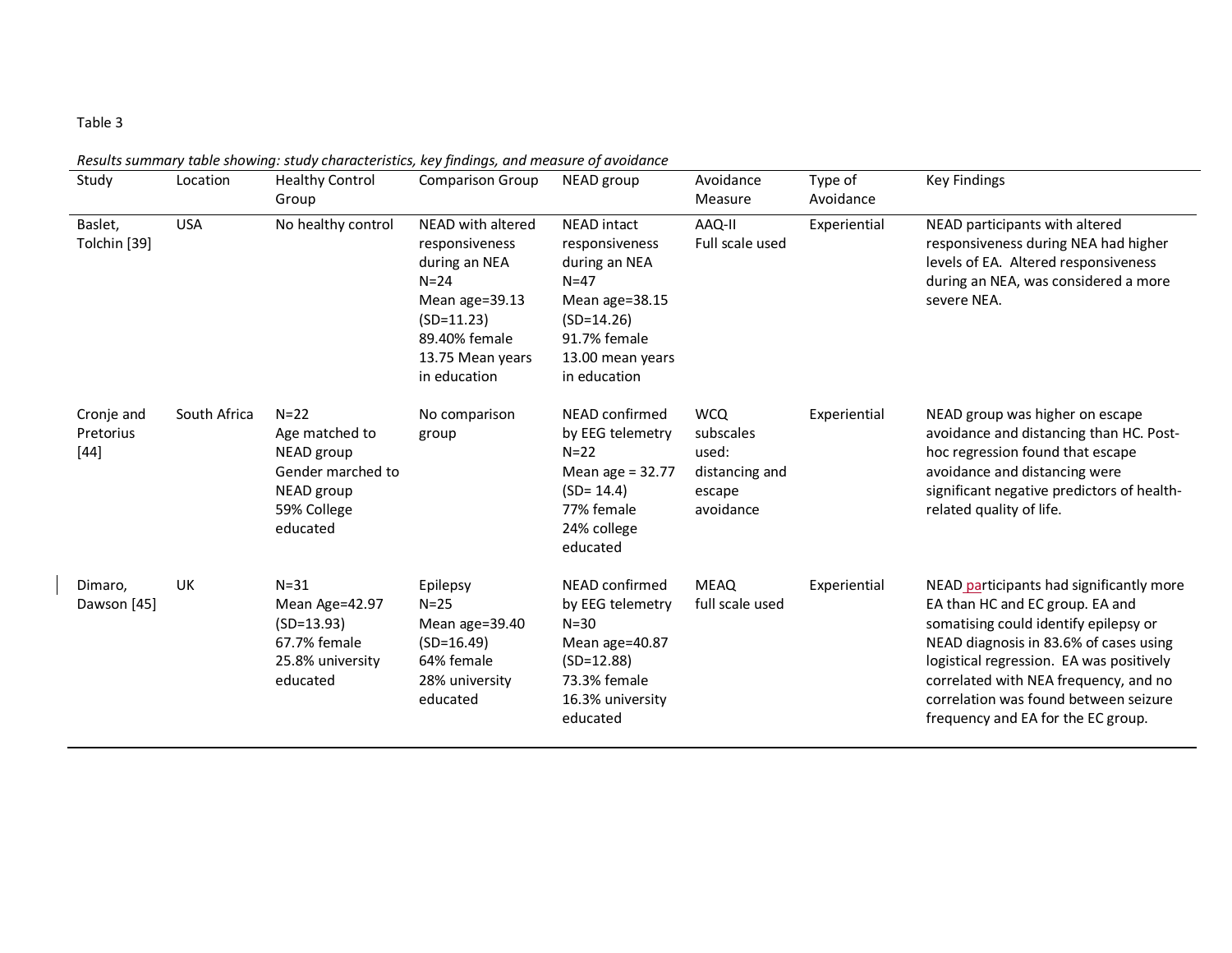Table 3

*Results summary table showing: study characteristics, key findings, and measure of avoidance*

| Study | Location | Healthy Control Group | Comparison Group | NEAD group | Avoidance Measure | Type of Avoidance | Key Findings |
|---|---|---|---|---|---|---|---|
| Baslet, Tolchin [39] | USA | No healthy control | NEAD with altered responsiveness during an NEA<br>N=24<br>Mean age=39.13 (SD=11.23)<br>89.40% female<br>13.75 Mean years in education | NEAD intact responsiveness during an NEA<br>N=47<br>Mean age=38.15 (SD=14.26)<br>91.7% female<br>13.00 mean years in education | AAQ-II<br>Full scale used | Experiential | NEAD participants with altered responsiveness during NEA had higher levels of EA. Altered responsiveness during an NEA, was considered a more severe NEA. |
| Cronje and Pretorius [44] | South Africa | N=22<br>Age matched to NEAD group<br>Gender marched to NEAD group<br>59% College educated | No comparison group | NEAD confirmed by EEG telemetry<br>N=22<br>Mean age = 32.77 (SD= 14.4)<br>77% female<br>24% college educated | WCQ subscales used: distancing and escape avoidance | Experiential | NEAD group was higher on escape avoidance and distancing than HC. Post-hoc regression found that escape avoidance and distancing were significant negative predictors of health-related quality of life. |
| Dimaro, Dawson [45] | UK | N=31<br>Mean Age=42.97 (SD=13.93)<br>67.7% female<br>25.8% university educated | Epilepsy<br>N=25<br>Mean age=39.40 (SD=16.49)<br>64% female<br>28% university educated | NEAD confirmed by EEG telemetry<br>N=30<br>Mean age=40.87 (SD=12.88)<br>73.3% female<br>16.3% university educated | MEAQ<br>full scale used | Experiential | NEAD participants had significantly more EA than HC and EC group. EA and somatising could identify epilepsy or NEAD diagnosis in 83.6% of cases using logistical regression. EA was positively correlated with NEA frequency, and no correlation was found between seizure frequency and EA for the EC group. |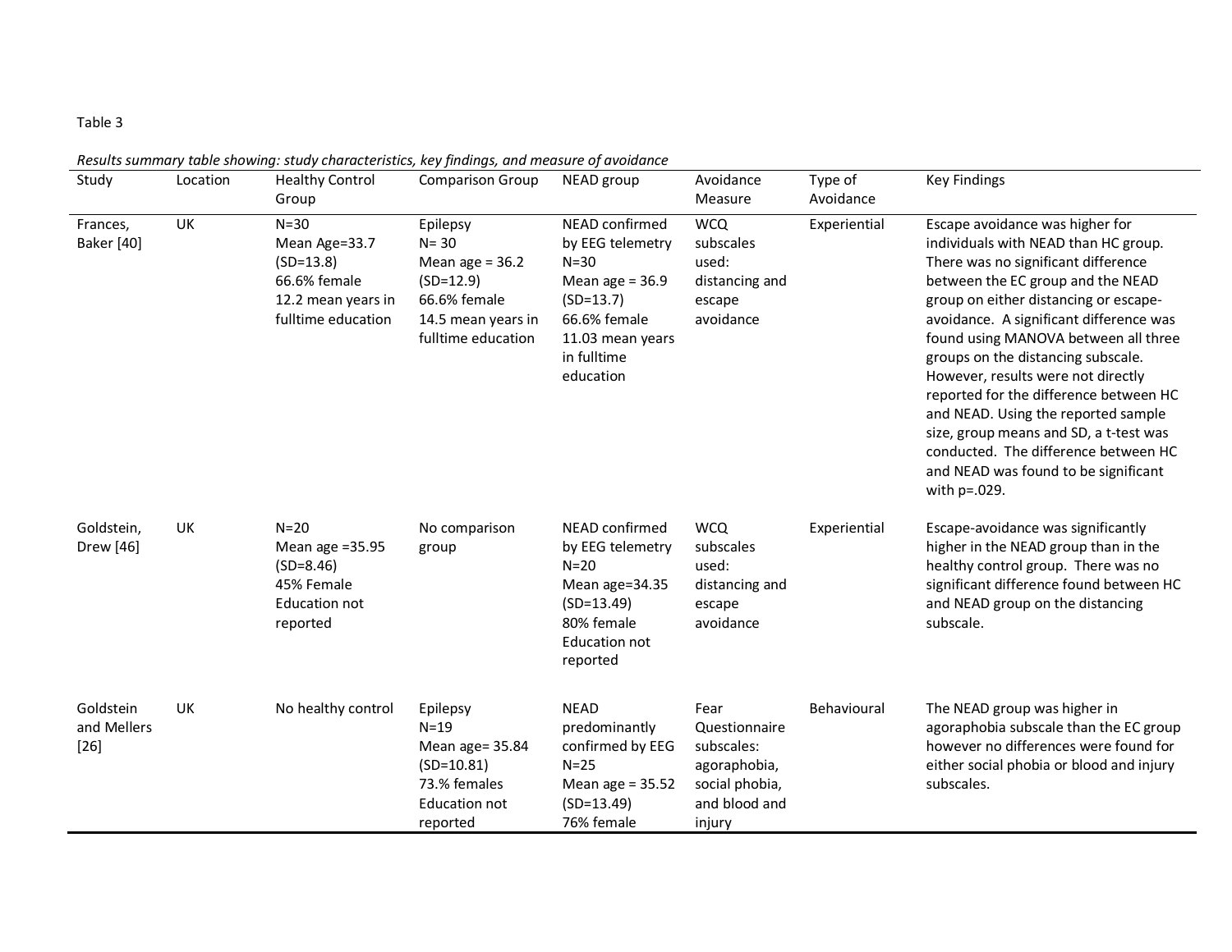Table 3

*Results summary table showing: study characteristics, key findings, and measure of avoidance*

| Study | Location | Healthy Control Group | Comparison Group | NEAD group | Avoidance Measure | Type of Avoidance | Key Findings |
|---|---|---|---|---|---|---|---|
| Frances, Baker [40] | UK | N=30<br>Mean Age=33.7 (SD=13.8)<br>66.6% female<br>12.2 mean years in fulltime education | Epilepsy<br>N= 30<br>Mean age = 36.2 (SD=12.9)<br>66.6% female<br>14.5 mean years in fulltime education | NEAD confirmed by EEG telemetry<br>N=30<br>Mean age = 36.9 (SD=13.7)<br>66.6% female<br>11.03 mean years in fulltime education | WCQ subscales used: distancing and escape avoidance | Experiential | Escape avoidance was higher for individuals with NEAD than HC group. There was no significant difference between the EC group and the NEAD group on either distancing or escape-avoidance. A significant difference was found using MANOVA between all three groups on the distancing subscale. However, results were not directly reported for the difference between HC and NEAD. Using the reported sample size, group means and SD, a t-test was conducted. The difference between HC and NEAD was found to be significant with p=.029. |
| Goldstein, Drew [46] | UK | N=20<br>Mean age =35.95 (SD=8.46)<br>45% Female<br>Education not reported | No comparison group | NEAD confirmed by EEG telemetry<br>N=20<br>Mean age=34.35 (SD=13.49)<br>80% female<br>Education not reported | WCQ subscales used: distancing and escape avoidance | Experiential | Escape-avoidance was significantly higher in the NEAD group than in the healthy control group. There was no significant difference found between HC and NEAD group on the distancing subscale. |
| Goldstein and Mellers [26] | UK | No healthy control | Epilepsy<br>N=19<br>Mean age= 35.84 (SD=10.81)<br>73.% females<br>Education not reported | NEAD predominantly confirmed by EEG<br>N=25<br>Mean age = 35.52 (SD=13.49)<br>76% female | Fear Questionnaire subscales: agoraphobia, social phobia, and blood and injury | Behavioural | The NEAD group was higher in agoraphobia subscale than the EC group however no differences were found for either social phobia or blood and injury subscales. |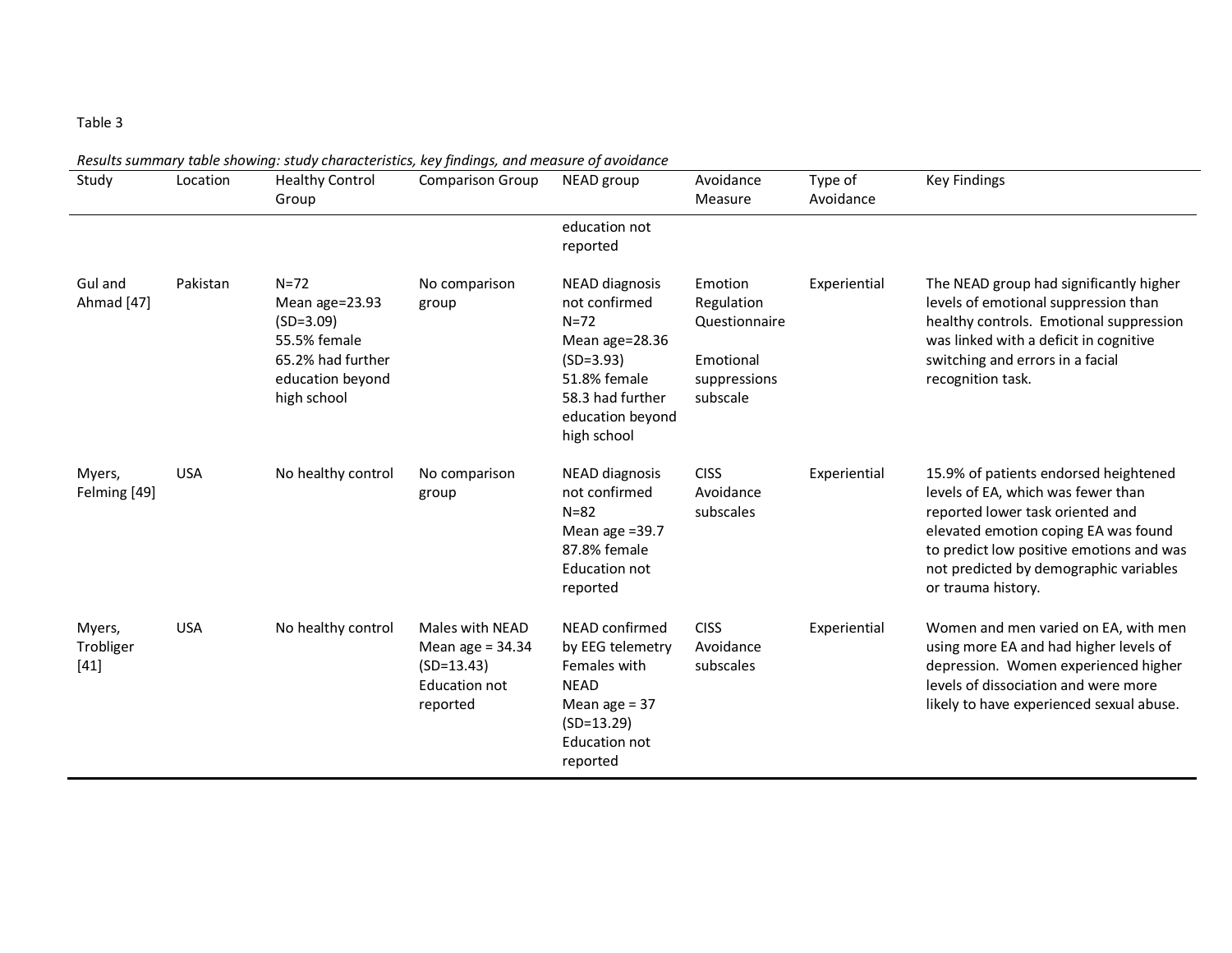Table 3

*Results summary table showing: study characteristics, key findings, and measure of avoidance*

| Study | Location | Healthy Control Group | Comparison Group | NEAD group | Avoidance Measure | Type of Avoidance | Key Findings |
|---|---|---|---|---|---|---|---|
| | | | | education not reported | | | |
| Gul and Ahmad [47] | Pakistan | N=72<br>Mean age=23.93 (SD=3.09)<br>55.5% female<br>65.2% had further education beyond high school | No comparison group | NEAD diagnosis not confirmed<br>N=72<br>Mean age=28.36 (SD=3.93)<br>51.8% female<br>58.3 had further education beyond high school | Emotion Regulation Questionnaire<br><br>Emotional suppressions subscale | Experiential | The NEAD group had significantly higher levels of emotional suppression than healthy controls. Emotional suppression was linked with a deficit in cognitive switching and errors in a facial recognition task. |
| Myers, Felming [49] | USA | No healthy control | No comparison group | NEAD diagnosis not confirmed<br>N=82<br>Mean age =39.7<br>87.8% female<br>Education not reported | CISS Avoidance subscales | Experiential | 15.9% of patients endorsed heightened levels of EA, which was fewer than reported lower task oriented and elevated emotion coping EA was found to predict low positive emotions and was not predicted by demographic variables or trauma history. |
| Myers, Trobliger [41] | USA | No healthy control | Males with NEAD<br>Mean age = 34.34 (SD=13.43)<br>Education not reported | NEAD confirmed by EEG telemetry<br>Females with NEAD<br>Mean age = 37 (SD=13.29)<br>Education not reported | CISS Avoidance subscales | Experiential | Women and men varied on EA, with men using more EA and had higher levels of depression. Women experienced higher levels of dissociation and were more likely to have experienced sexual abuse. |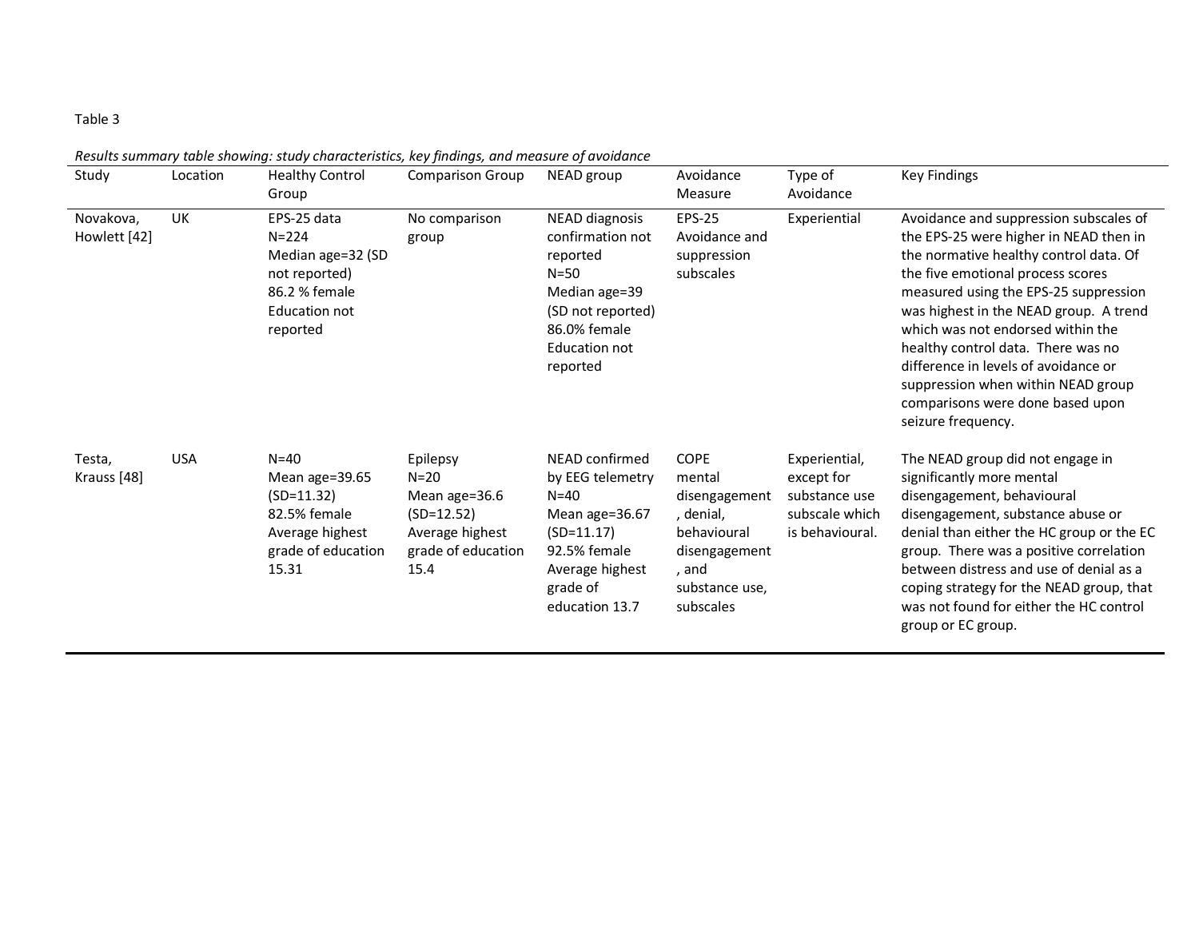Table 3

*Results summary table showing: study characteristics, key findings, and measure of avoidance*

| Study | Location | Healthy Control Group | Comparison Group | NEAD group | Avoidance Measure | Type of Avoidance | Key Findings |
|---|---|---|---|---|---|---|---|
| Novakova, Howlett [42] | UK | EPS-25 data N=224 Median age=32 (SD not reported) 86.2 % female Education not reported | No comparison group | NEAD diagnosis confirmation not reported N=50 Median age=39 (SD not reported) 86.0% female Education not reported | EPS-25 Avoidance and suppression subscales | Experiential | Avoidance and suppression subscales of the EPS-25 were higher in NEAD then in the normative healthy control data. Of the five emotional process scores measured using the EPS-25 suppression was highest in the NEAD group. A trend which was not endorsed within the healthy control data. There was no difference in levels of avoidance or suppression when within NEAD group comparisons were done based upon seizure frequency. |
| Testa, Krauss [48] | USA | N=40 Mean age=39.65 (SD=11.32) 82.5% female Average highest grade of education 15.31 | Epilepsy N=20 Mean age=36.6 (SD=12.52) Average highest grade of education 15.4 | NEAD confirmed by EEG telemetry N=40 Mean age=36.67 (SD=11.17) 92.5% female Average highest grade of education 13.7 | COPE mental disengagement, denial, behavioural disengagement, and substance use, subscales | Experiential, except for substance use subscale which is behavioural. | The NEAD group did not engage in significantly more mental disengagement, behavioural disengagement, substance abuse or denial than either the HC group or the EC group. There was a positive correlation between distress and use of denial as a coping strategy for the NEAD group, that was not found for either the HC control group or EC group. |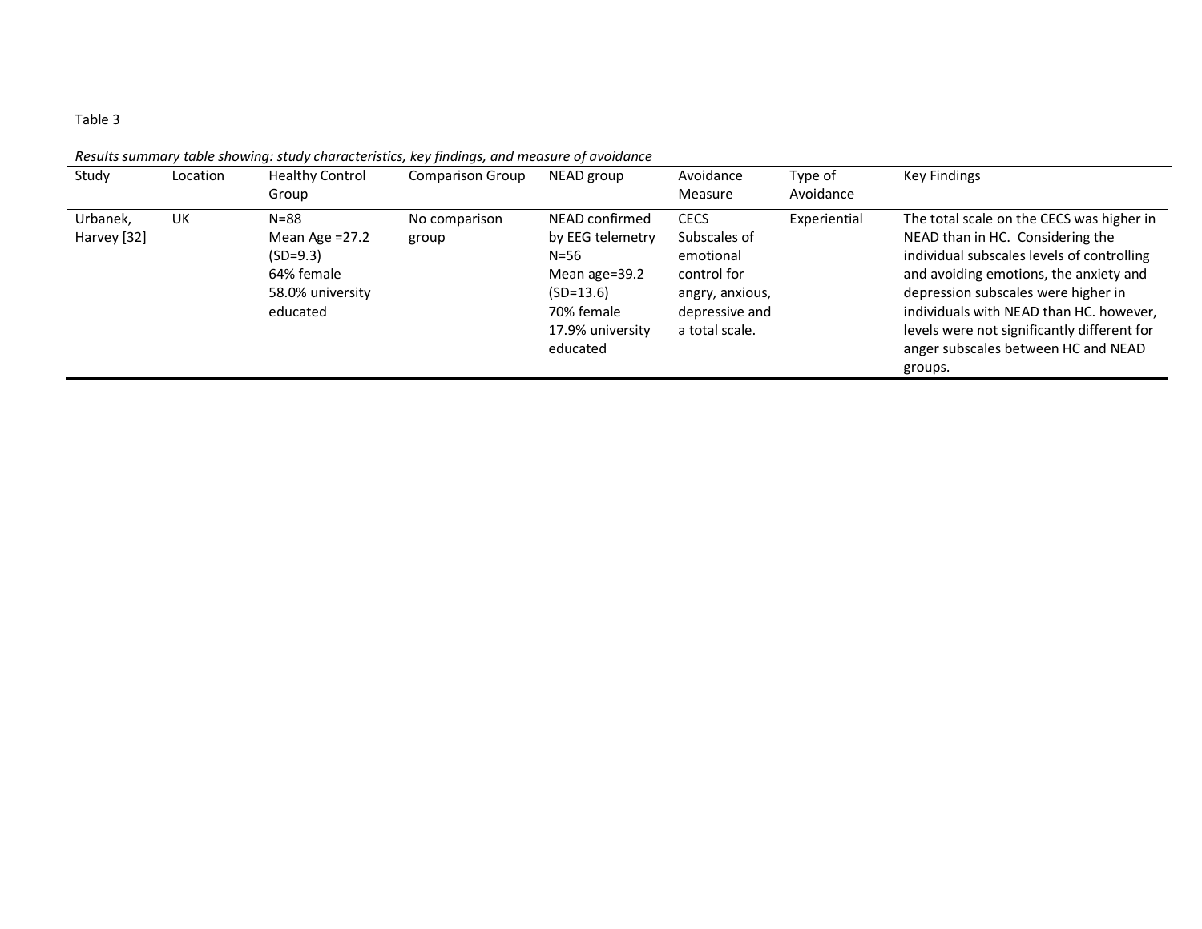Table 3

*Results summary table showing: study characteristics, key findings, and measure of avoidance*

| Study | Location | Healthy Control Group | Comparison Group | NEAD group | Avoidance Measure | Type of Avoidance | Key Findings |
|---|---|---|---|---|---|---|---|
| Urbanek, Harvey [32] | UK | N=88<br>Mean Age =27.2 (SD=9.3)<br>64% female<br>58.0% university educated | No comparison group | NEAD confirmed by EEG telemetry<br>N=56<br>Mean age=39.2 (SD=13.6)<br>70% female<br>17.9% university educated | CECS<br>Subscales of emotional control for angry, anxious, depressive and a total scale. | Experiential | The total scale on the CECS was higher in NEAD than in HC. Considering the individual subscales levels of controlling and avoiding emotions, the anxiety and depression subscales were higher in individuals with NEAD than HC. however, levels were not significantly different for anger subscales between HC and NEAD groups. |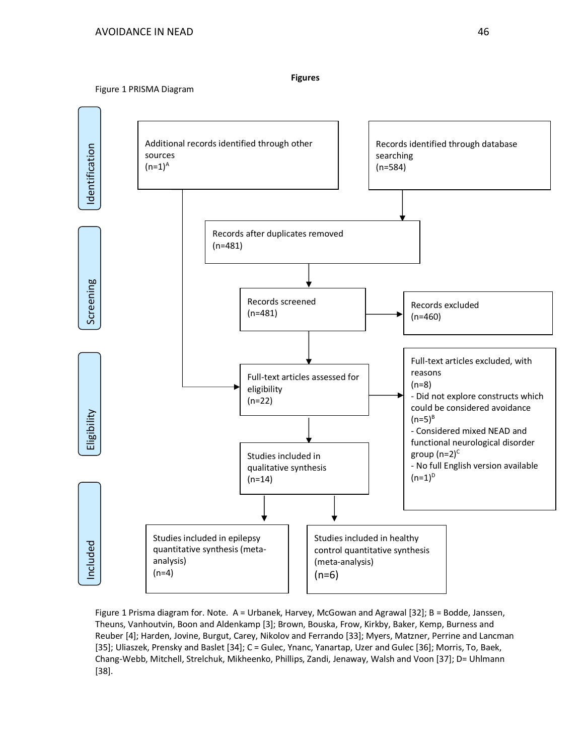**Figures**

Figure 1 PRISMA Diagram

**Identification**

- Additional records identified through other sources (n=1)[A]
- Records identified through database searching (n=584)

**Screening**

- Records after duplicates removed (n=481)
- Records screened (n=481)
- Records excluded (n=460)

**Eligibility**

- Full-text articles assessed for eligibility (n=22)
- Full-text articles excluded, with reasons (n=8)
  - Did not explore constructs which could be considered avoidance (n=5)[B]
  - Considered mixed NEAD and functional neurological disorder group (n=2)[C]
  - No full English version available (n=1)[D]
- Studies included in qualitative synthesis (n=14)

**Included**

- Studies included in epilepsy quantitative synthesis (meta-analysis) (n=4)
- Studies included in healthy control quantitative synthesis (meta-analysis) (n=6)

Figure 1 Prisma diagram for. Note. A = Urbanek, Harvey, McGowan and Agrawal [32]; B = Bodde, Janssen, Theuns, Vanhoutvin, Boon and Aldenkamp [3]; Brown, Bouska, Frow, Kirkby, Baker, Kemp, Burness and Reuber [4]; Harden, Jovine, Burgut, Carey, Nikolov and Ferrando [33]; Myers, Matzner, Perrine and Lancman [35]; Uliaszek, Prensky and Baslet [34]; C = Gulec, Ynanc, Yanartap, Uzer and Gulec [36]; Morris, To, Baek, Chang-Webb, Mitchell, Strelchuk, Mikheenko, Phillips, Zandi, Jenaway, Walsh and Voon [37]; D= Uhlmann [38].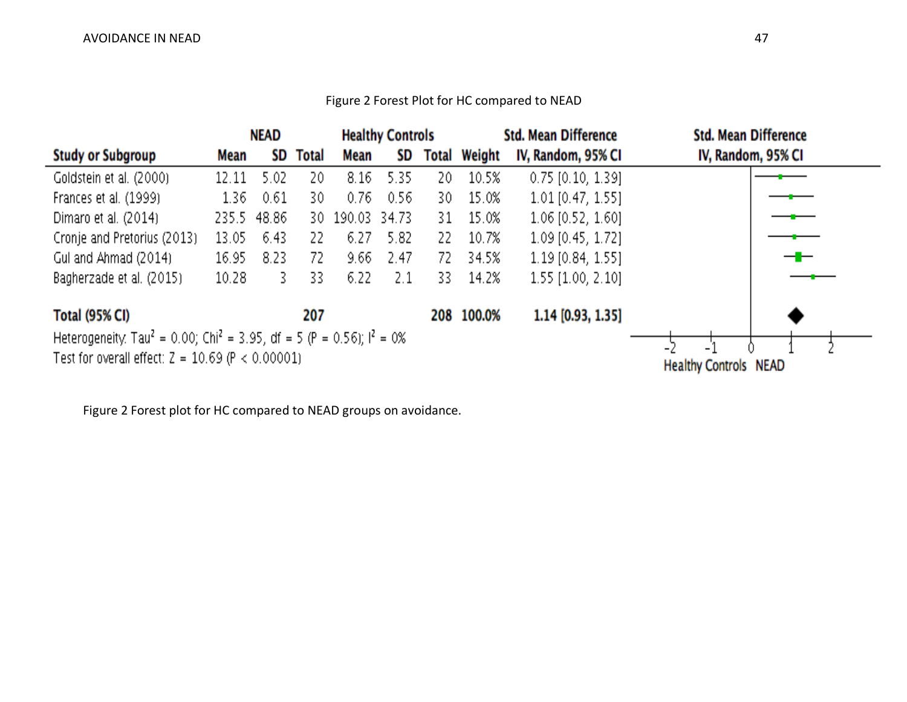Figure 2 Forest Plot for HC compared to NEAD

| Study or Subgroup | NEAD Mean | NEAD SD | NEAD Total | Healthy Controls Mean | Healthy Controls SD | Healthy Controls Total | Weight | Std. Mean Difference IV, Random, 95% CI |
|---|---|---|---|---|---|---|---|---|
| Goldstein et al. (2000) | 12.11 | 5.02 | 20 | 8.16 | 5.35 | 20 | 10.5% | 0.75 [0.10, 1.39] |
| Frances et al. (1999) | 1.36 | 0.61 | 30 | 0.76 | 0.56 | 30 | 15.0% | 1.01 [0.47, 1.55] |
| Dimaro et al. (2014) | 235.5 | 48.86 | 30 | 190.03 | 34.73 | 31 | 15.0% | 1.06 [0.52, 1.60] |
| Cronje and Pretorius (2013) | 13.05 | 6.43 | 22 | 6.27 | 5.82 | 22 | 10.7% | 1.09 [0.45, 1.72] |
| Gul and Ahmad (2014) | 16.95 | 8.23 | 72 | 9.66 | 2.47 | 72 | 34.5% | 1.19 [0.84, 1.55] |
| Bagherzade et al. (2015) | 10.28 | 3 | 33 | 6.22 | 2.1 | 33 | 14.2% | 1.55 [1.00, 2.10] |
| **Total (95% CI)** | | | **207** | | | **208** | **100.0%** | **1.14 [0.93, 1.35]** |

Heterogeneity: $Tau^2 = 0.00$; $Chi^2 = 3.95$, $df = 5$ ($P = 0.56$); $I^2 = 0\%$

Test for overall effect: $Z = 10.69$ ($P < 0.00001$)

Axis: -2, -1, 0, 1, 2 — Healthy Controls / NEAD

Figure 2 Forest plot for HC compared to NEAD groups on avoidance.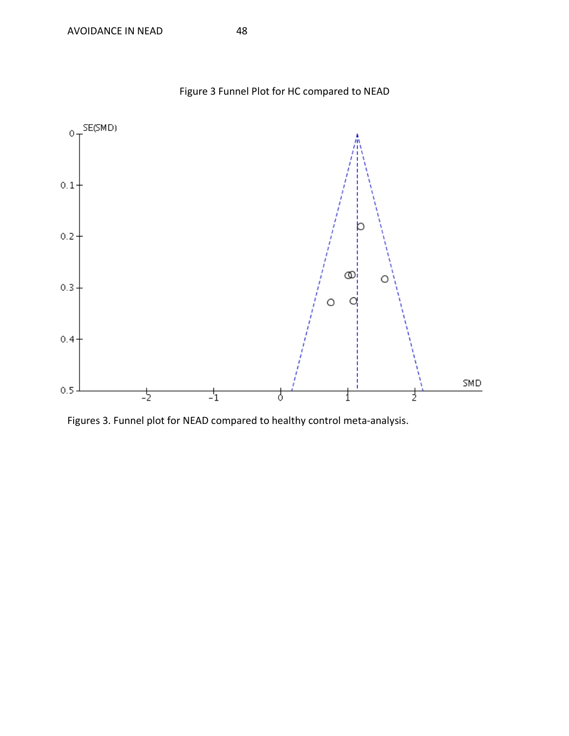Figure 3 Funnel Plot for HC compared to NEAD

Figures 3. Funnel plot for NEAD compared to healthy control meta-analysis.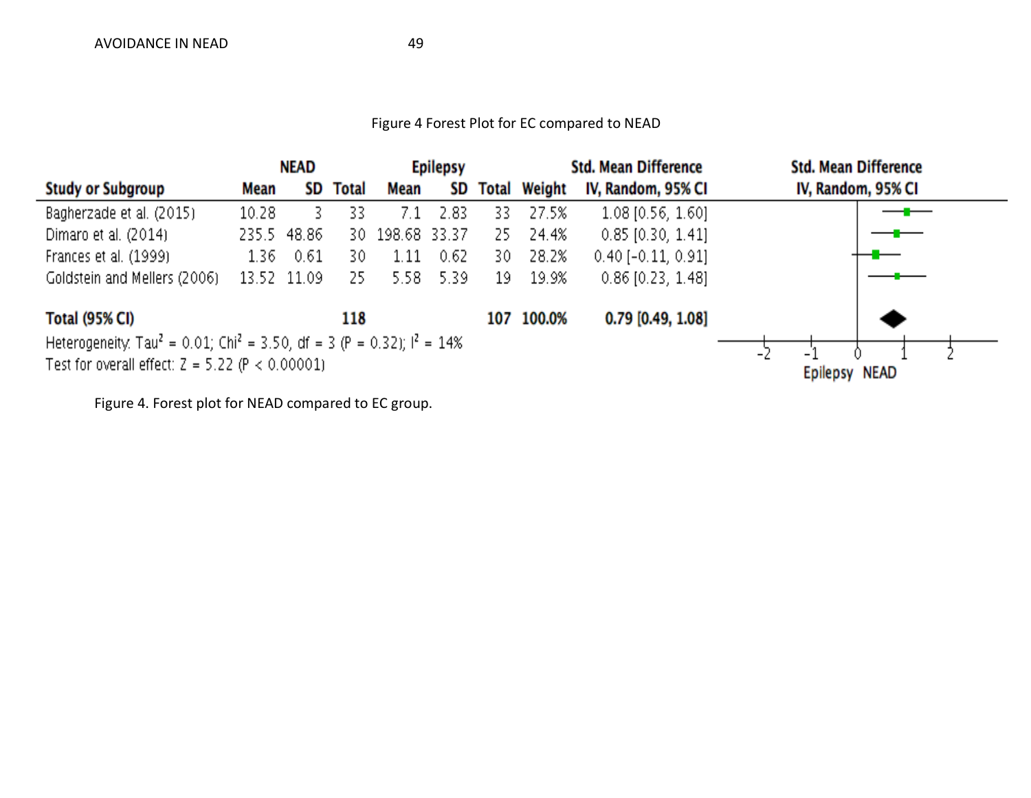Figure 4 Forest Plot for EC compared to NEAD

| Study or Subgroup | NEAD Mean | NEAD SD | NEAD Total | Epilepsy Mean | Epilepsy SD | Epilepsy Total | Weight | Std. Mean Difference IV, Random, 95% CI |
|---|---|---|---|---|---|---|---|---|
| Bagherzade et al. (2015) | 10.28 | 3 | 33 | 7.1 | 2.83 | 33 | 27.5% | 1.08 [0.56, 1.60] |
| Dimaro et al. (2014) | 235.5 | 48.86 | 30 | 198.68 | 33.37 | 25 | 24.4% | 0.85 [0.30, 1.41] |
| Frances et al. (1999) | 1.36 | 0.61 | 30 | 1.11 | 0.62 | 30 | 28.2% | 0.40 [-0.11, 0.91] |
| Goldstein and Mellers (2006) | 13.52 | 11.09 | 25 | 5.58 | 5.39 | 19 | 19.9% | 0.86 [0.23, 1.48] |
| **Total (95% CI)** | | | **118** | | | **107** | **100.0%** | **0.79 [0.49, 1.08]** |

Heterogeneity: $Tau^2 = 0.01$; $Chi^2 = 3.50$, $df = 3$ ($P = 0.32$); $I^2 = 14\%$

Test for overall effect: $Z = 5.22$ ($P < 0.00001$)

Epilepsy NEAD

Figure 4. Forest plot for NEAD compared to EC group.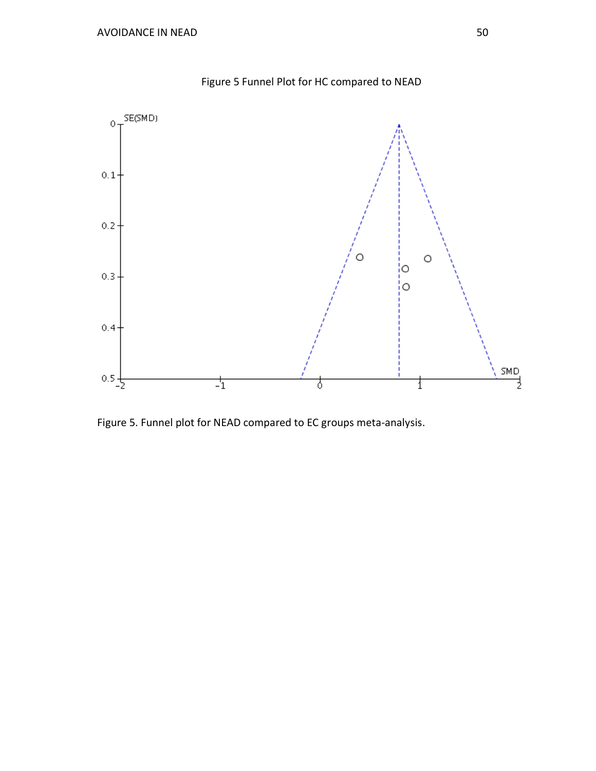Figure 5 Funnel Plot for HC compared to NEAD

Figure 5. Funnel plot for NEAD compared to EC groups meta-analysis.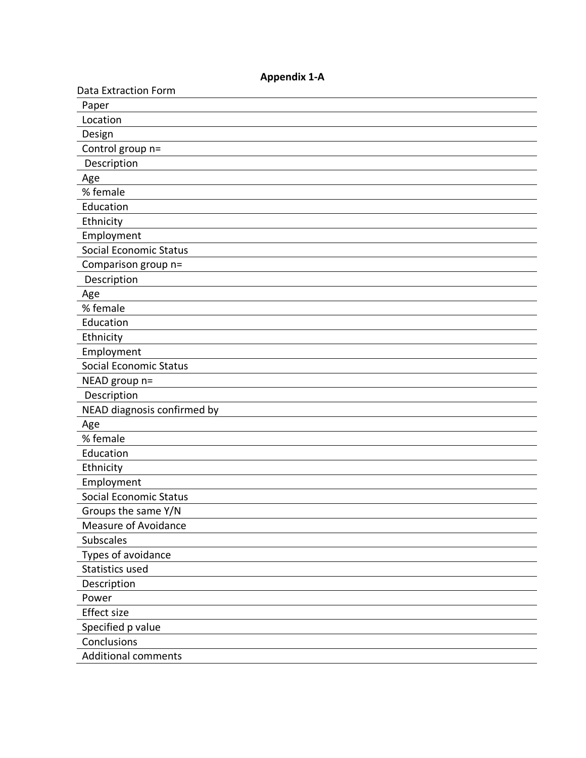**Appendix 1-A**

| Data Extraction Form |
|---|
| Paper |
| Location |
| Design |
| Control group n= |
| Description |
| Age |
| % female |
| Education |
| Ethnicity |
| Employment |
| Social Economic Status |
| Comparison group n= |
| Description |
| Age |
| % female |
| Education |
| Ethnicity |
| Employment |
| Social Economic Status |
| NEAD group n= |
| Description |
| NEAD diagnosis confirmed by |
| Age |
| % female |
| Education |
| Ethnicity |
| Employment |
| Social Economic Status |
| Groups the same Y/N |
| Measure of Avoidance |
| Subscales |
| Types of avoidance |
| Statistics used |
| Description |
| Power |
| Effect size |
| Specified p value |
| Conclusions |
| Additional comments |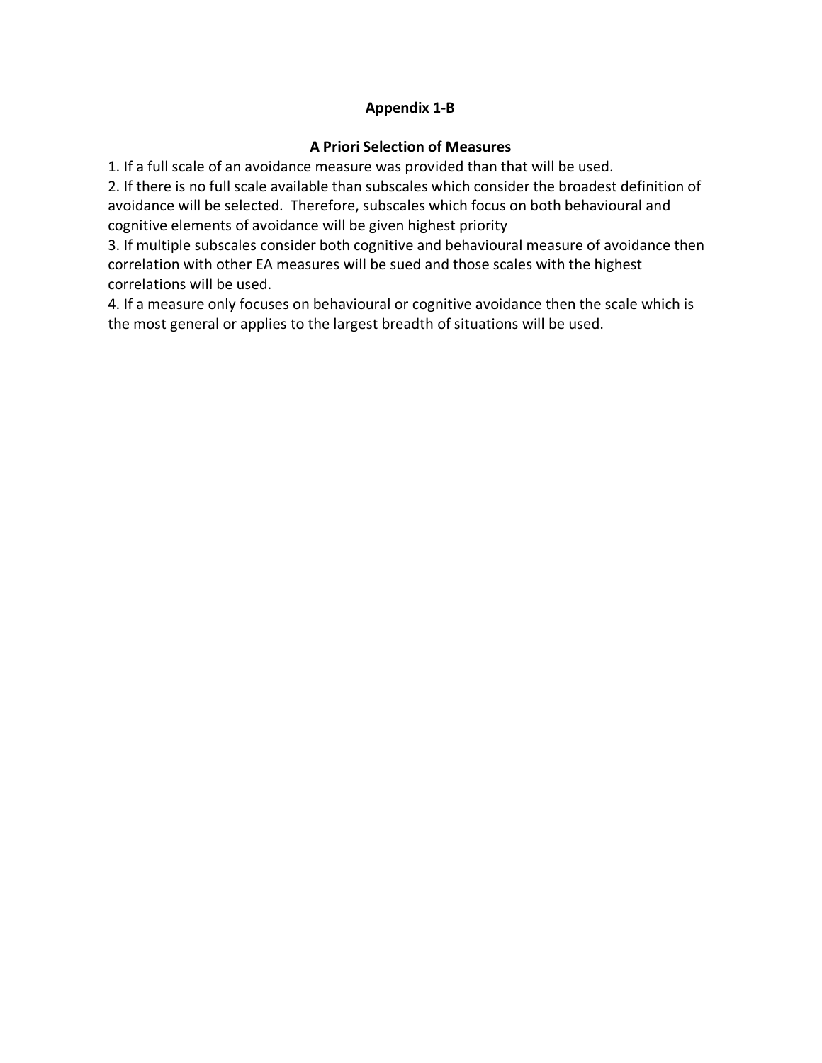## Appendix 1-B

### A Priori Selection of Measures

1. If a full scale of an avoidance measure was provided than that will be used.
2. If there is no full scale available than subscales which consider the broadest definition of avoidance will be selected. Therefore, subscales which focus on both behavioural and cognitive elements of avoidance will be given highest priority
3. If multiple subscales consider both cognitive and behavioural measure of avoidance then correlation with other EA measures will be sued and those scales with the highest correlations will be used.
4. If a measure only focuses on behavioural or cognitive avoidance then the scale which is the most general or applies to the largest breadth of situations will be used.